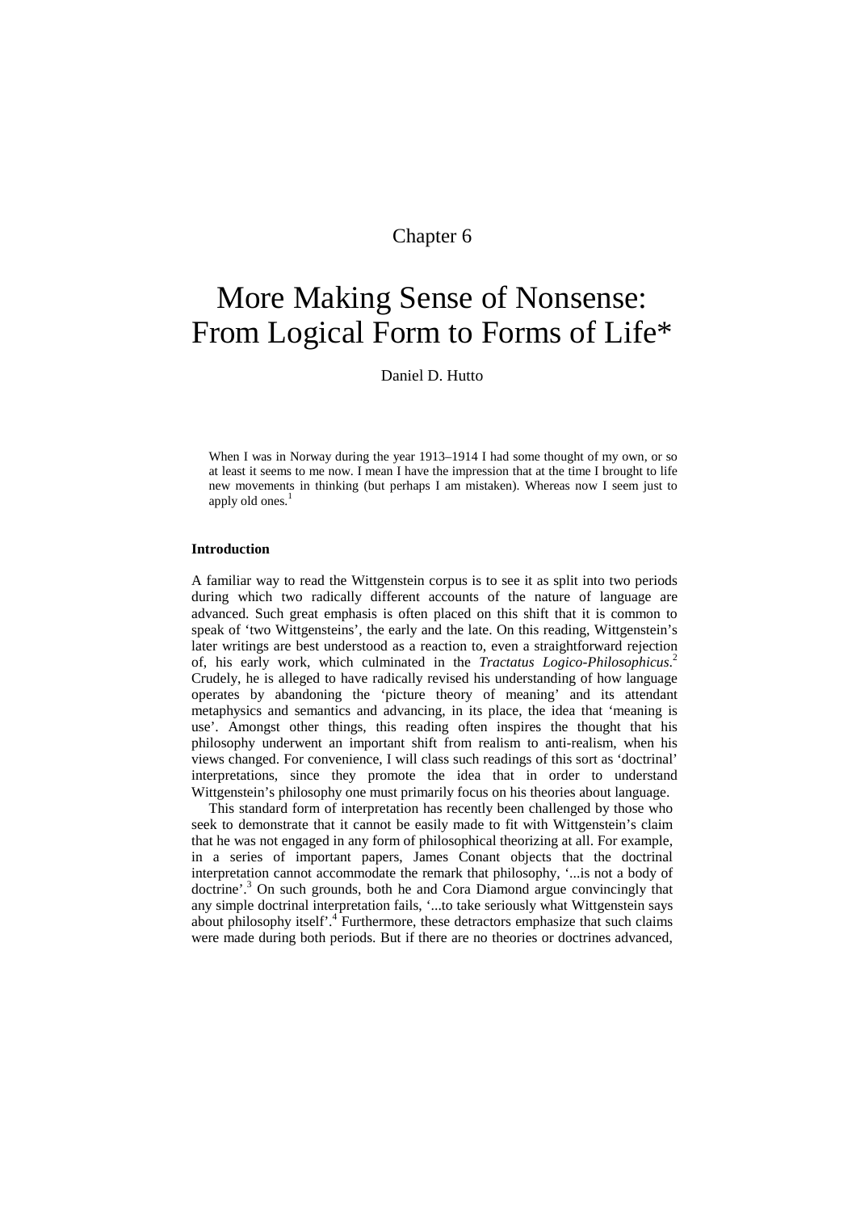Chapter 6

# More Making Sense of Nonsense: From Logical Form to Forms of Life*

Daniel D. Hutto

> When I was in Norway during the year 1913–1914 I had some thought of my own, or so at least it seems to me now. I mean I have the impression that at the time I brought to life new movements in thinking (but perhaps I am mistaken). Whereas now I seem just to apply old ones.[1]

**Introduction**

A familiar way to read the Wittgenstein corpus is to see it as split into two periods during which two radically different accounts of the nature of language are advanced. Such great emphasis is often placed on this shift that it is common to speak of 'two Wittgensteins', the early and the late. On this reading, Wittgenstein's later writings are best understood as a reaction to, even a straightforward rejection of, his early work, which culminated in the *Tractatus Logico-Philosophicus*.[2] Crudely, he is alleged to have radically revised his understanding of how language operates by abandoning the 'picture theory of meaning' and its attendant metaphysics and semantics and advancing, in its place, the idea that 'meaning is use'. Amongst other things, this reading often inspires the thought that his philosophy underwent an important shift from realism to anti-realism, when his views changed. For convenience, I will class such readings of this sort as 'doctrinal' interpretations, since they promote the idea that in order to understand Wittgenstein's philosophy one must primarily focus on his theories about language.

This standard form of interpretation has recently been challenged by those who seek to demonstrate that it cannot be easily made to fit with Wittgenstein's claim that he was not engaged in any form of philosophical theorizing at all. For example, in a series of important papers, James Conant objects that the doctrinal interpretation cannot accommodate the remark that philosophy, '...is not a body of doctrine'.[3] On such grounds, both he and Cora Diamond argue convincingly that any simple doctrinal interpretation fails, '...to take seriously what Wittgenstein says about philosophy itself'.[4] Furthermore, these detractors emphasize that such claims were made during both periods. But if there are no theories or doctrines advanced,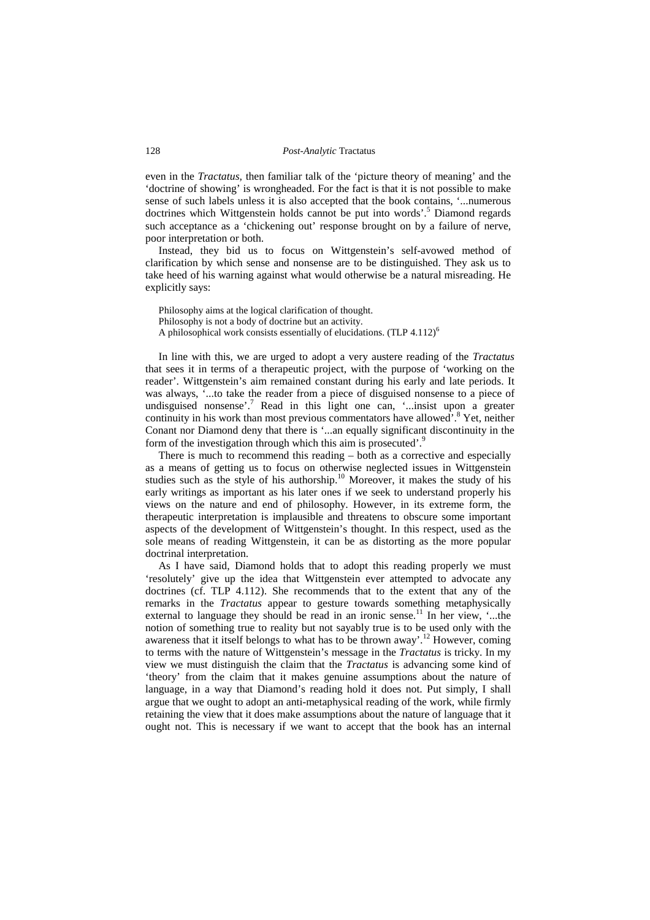even in the *Tractatus*, then familiar talk of the 'picture theory of meaning' and the 'doctrine of showing' is wrongheaded. For the fact is that it is not possible to make sense of such labels unless it is also accepted that the book contains, '...numerous doctrines which Wittgenstein holds cannot be put into words'.[5] Diamond regards such acceptance as a 'chickening out' response brought on by a failure of nerve, poor interpretation or both.

Instead, they bid us to focus on Wittgenstein's self-avowed method of clarification by which sense and nonsense are to be distinguished. They ask us to take heed of his warning against what would otherwise be a natural misreading. He explicitly says:

> Philosophy aims at the logical clarification of thought.
> Philosophy is not a body of doctrine but an activity.
> A philosophical work consists essentially of elucidations. (TLP 4.112)[6]

In line with this, we are urged to adopt a very austere reading of the *Tractatus* that sees it in terms of a therapeutic project, with the purpose of 'working on the reader'. Wittgenstein's aim remained constant during his early and late periods. It was always, '...to take the reader from a piece of disguised nonsense to a piece of undisguised nonsense'.[7] Read in this light one can, '...insist upon a greater continuity in his work than most previous commentators have allowed'.[8] Yet, neither Conant nor Diamond deny that there is '...an equally significant discontinuity in the form of the investigation through which this aim is prosecuted'.[9]

There is much to recommend this reading – both as a corrective and especially as a means of getting us to focus on otherwise neglected issues in Wittgenstein studies such as the style of his authorship.[10] Moreover, it makes the study of his early writings as important as his later ones if we seek to understand properly his views on the nature and end of philosophy. However, in its extreme form, the therapeutic interpretation is implausible and threatens to obscure some important aspects of the development of Wittgenstein's thought. In this respect, used as the sole means of reading Wittgenstein, it can be as distorting as the more popular doctrinal interpretation.

As I have said, Diamond holds that to adopt this reading properly we must 'resolutely' give up the idea that Wittgenstein ever attempted to advocate any doctrines (cf. TLP 4.112). She recommends that to the extent that any of the remarks in the *Tractatus* appear to gesture towards something metaphysically external to language they should be read in an ironic sense.[11] In her view, '...the notion of something true to reality but not sayably true is to be used only with the awareness that it itself belongs to what has to be thrown away'.[12] However, coming to terms with the nature of Wittgenstein's message in the *Tractatus* is tricky. In my view we must distinguish the claim that the *Tractatus* is advancing some kind of 'theory' from the claim that it makes genuine assumptions about the nature of language, in a way that Diamond's reading hold it does not. Put simply, I shall argue that we ought to adopt an anti-metaphysical reading of the work, while firmly retaining the view that it does make assumptions about the nature of language that it ought not. This is necessary if we want to accept that the book has an internal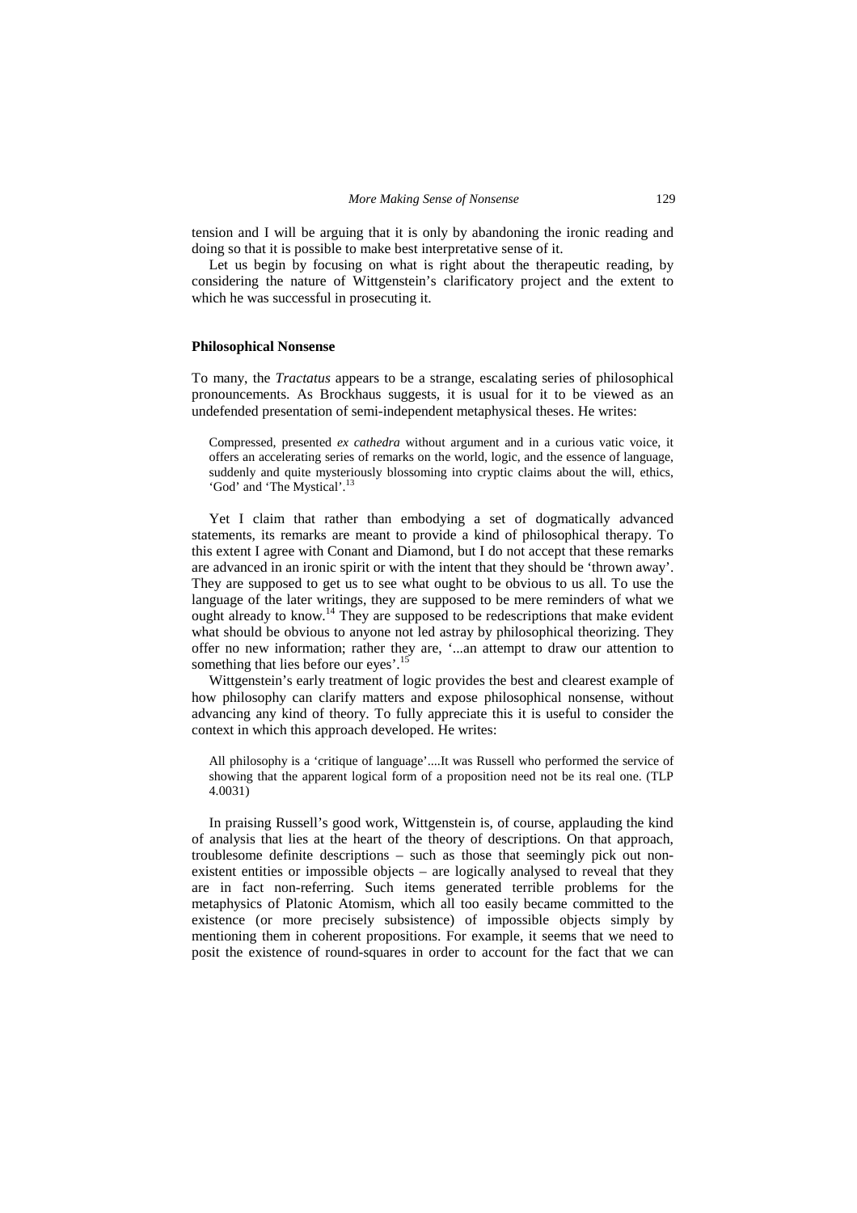tension and I will be arguing that it is only by abandoning the ironic reading and doing so that it is possible to make best interpretative sense of it.

Let us begin by focusing on what is right about the therapeutic reading, by considering the nature of Wittgenstein's clarificatory project and the extent to which he was successful in prosecuting it.

## Philosophical Nonsense

To many, the *Tractatus* appears to be a strange, escalating series of philosophical pronouncements. As Brockhaus suggests, it is usual for it to be viewed as an undefended presentation of semi-independent metaphysical theses. He writes:

> Compressed, presented *ex cathedra* without argument and in a curious vatic voice, it offers an accelerating series of remarks on the world, logic, and the essence of language, suddenly and quite mysteriously blossoming into cryptic claims about the will, ethics, 'God' and 'The Mystical'.[13]

Yet I claim that rather than embodying a set of dogmatically advanced statements, its remarks are meant to provide a kind of philosophical therapy. To this extent I agree with Conant and Diamond, but I do not accept that these remarks are advanced in an ironic spirit or with the intent that they should be 'thrown away'. They are supposed to get us to see what ought to be obvious to us all. To use the language of the later writings, they are supposed to be mere reminders of what we ought already to know.[14] They are supposed to be redescriptions that make evident what should be obvious to anyone not led astray by philosophical theorizing. They offer no new information; rather they are, '...an attempt to draw our attention to something that lies before our eyes'.[15]

Wittgenstein's early treatment of logic provides the best and clearest example of how philosophy can clarify matters and expose philosophical nonsense, without advancing any kind of theory. To fully appreciate this it is useful to consider the context in which this approach developed. He writes:

> All philosophy is a 'critique of language'....It was Russell who performed the service of showing that the apparent logical form of a proposition need not be its real one. (TLP 4.0031)

In praising Russell's good work, Wittgenstein is, of course, applauding the kind of analysis that lies at the heart of the theory of descriptions. On that approach, troublesome definite descriptions – such as those that seemingly pick out non-existent entities or impossible objects – are logically analysed to reveal that they are in fact non-referring. Such items generated terrible problems for the metaphysics of Platonic Atomism, which all too easily became committed to the existence (or more precisely subsistence) of impossible objects simply by mentioning them in coherent propositions. For example, it seems that we need to posit the existence of round-squares in order to account for the fact that we can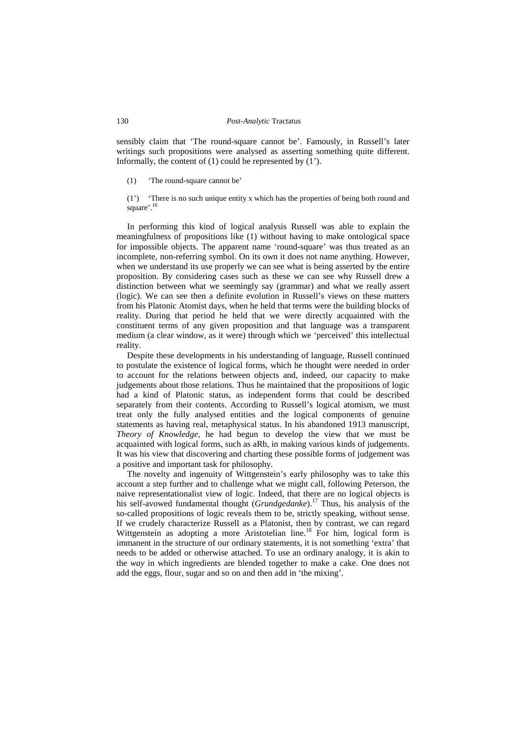sensibly claim that 'The round-square cannot be'. Famously, in Russell's later writings such propositions were analysed as asserting something quite different. Informally, the content of (1) could be represented by (1').

(1) 'The round-square cannot be'

(1') 'There is no such unique entity x which has the properties of being both round and square'.[16]

In performing this kind of logical analysis Russell was able to explain the meaningfulness of propositions like (1) without having to make ontological space for impossible objects. The apparent name 'round-square' was thus treated as an incomplete, non-referring symbol. On its own it does not name anything. However, when we understand its use properly we can see what is being asserted by the entire proposition. By considering cases such as these we can see why Russell drew a distinction between what we seemingly say (grammar) and what we really assert (logic). We can see then a definite evolution in Russell's views on these matters from his Platonic Atomist days, when he held that terms were the building blocks of reality. During that period he held that we were directly acquainted with the constituent terms of any given proposition and that language was a transparent medium (a clear window, as it were) through which we 'perceived' this intellectual reality.

Despite these developments in his understanding of language, Russell continued to postulate the existence of logical forms, which he thought were needed in order to account for the relations between objects and, indeed, our capacity to make judgements about those relations. Thus he maintained that the propositions of logic had a kind of Platonic status, as independent forms that could be described separately from their contents. According to Russell's logical atomism, we must treat only the fully analysed entities and the logical components of genuine statements as having real, metaphysical status. In his abandoned 1913 manuscript, *Theory of Knowledge*, he had begun to develop the view that we must be acquainted with logical forms, such as aRb, in making various kinds of judgements. It was his view that discovering and charting these possible forms of judgement was a positive and important task for philosophy.

The novelty and ingenuity of Wittgenstein's early philosophy was to take this account a step further and to challenge what we might call, following Peterson, the naive representationalist view of logic. Indeed, that there are no logical objects is his self-avowed fundamental thought (*Grundgedanke*).[17] Thus, his analysis of the so-called propositions of logic reveals them to be, strictly speaking, without sense. If we crudely characterize Russell as a Platonist, then by contrast, we can regard Wittgenstein as adopting a more Aristotelian line.[18] For him, logical form is immanent in the structure of our ordinary statements, it is not something 'extra' that needs to be added or otherwise attached. To use an ordinary analogy, it is akin to the *way* in which ingredients are blended together to make a cake. One does not add the eggs, flour, sugar and so on and then add in 'the mixing'.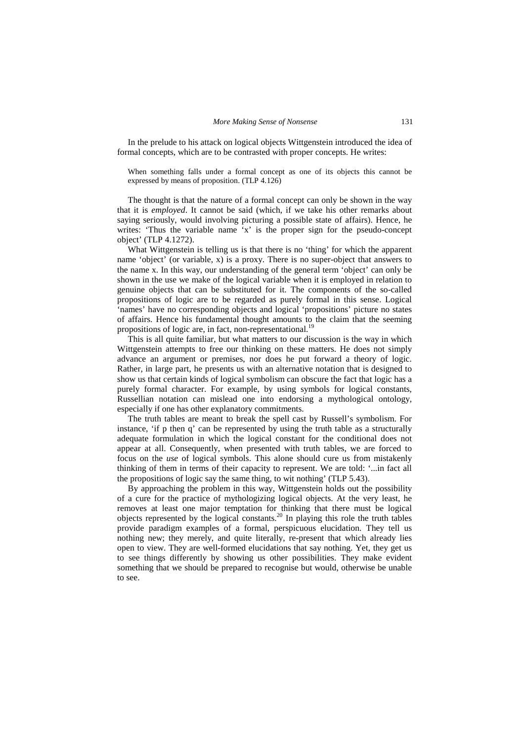In the prelude to his attack on logical objects Wittgenstein introduced the idea of formal concepts, which are to be contrasted with proper concepts. He writes:

> When something falls under a formal concept as one of its objects this cannot be expressed by means of proposition. (TLP 4.126)

The thought is that the nature of a formal concept can only be shown in the way that it is *employed*. It cannot be said (which, if we take his other remarks about saying seriously, would involving picturing a possible state of affairs). Hence, he writes: 'Thus the variable name 'x' is the proper sign for the pseudo-concept object' (TLP 4.1272).

What Wittgenstein is telling us is that there is no 'thing' for which the apparent name 'object' (or variable, x) is a proxy. There is no super-object that answers to the name x. In this way, our understanding of the general term 'object' can only be shown in the use we make of the logical variable when it is employed in relation to genuine objects that can be substituted for it. The components of the so-called propositions of logic are to be regarded as purely formal in this sense. Logical 'names' have no corresponding objects and logical 'propositions' picture no states of affairs. Hence his fundamental thought amounts to the claim that the seeming propositions of logic are, in fact, non-representational.[19]

This is all quite familiar, but what matters to our discussion is the way in which Wittgenstein attempts to free our thinking on these matters. He does not simply advance an argument or premises, nor does he put forward a theory of logic. Rather, in large part, he presents us with an alternative notation that is designed to show us that certain kinds of logical symbolism can obscure the fact that logic has a purely formal character. For example, by using symbols for logical constants, Russellian notation can mislead one into endorsing a mythological ontology, especially if one has other explanatory commitments.

The truth tables are meant to break the spell cast by Russell's symbolism. For instance, 'if p then q' can be represented by using the truth table as a structurally adequate formulation in which the logical constant for the conditional does not appear at all. Consequently, when presented with truth tables, we are forced to focus on the *use* of logical symbols. This alone should cure us from mistakenly thinking of them in terms of their capacity to represent. We are told: '...in fact all the propositions of logic say the same thing, to wit nothing' (TLP 5.43).

By approaching the problem in this way, Wittgenstein holds out the possibility of a cure for the practice of mythologizing logical objects. At the very least, he removes at least one major temptation for thinking that there must be logical objects represented by the logical constants.[20] In playing this role the truth tables provide paradigm examples of a formal, perspicuous elucidation. They tell us nothing new; they merely, and quite literally, re-present that which already lies open to view. They are well-formed elucidations that say nothing. Yet, they get us to see things differently by showing us other possibilities. They make evident something that we should be prepared to recognise but would, otherwise be unable to see.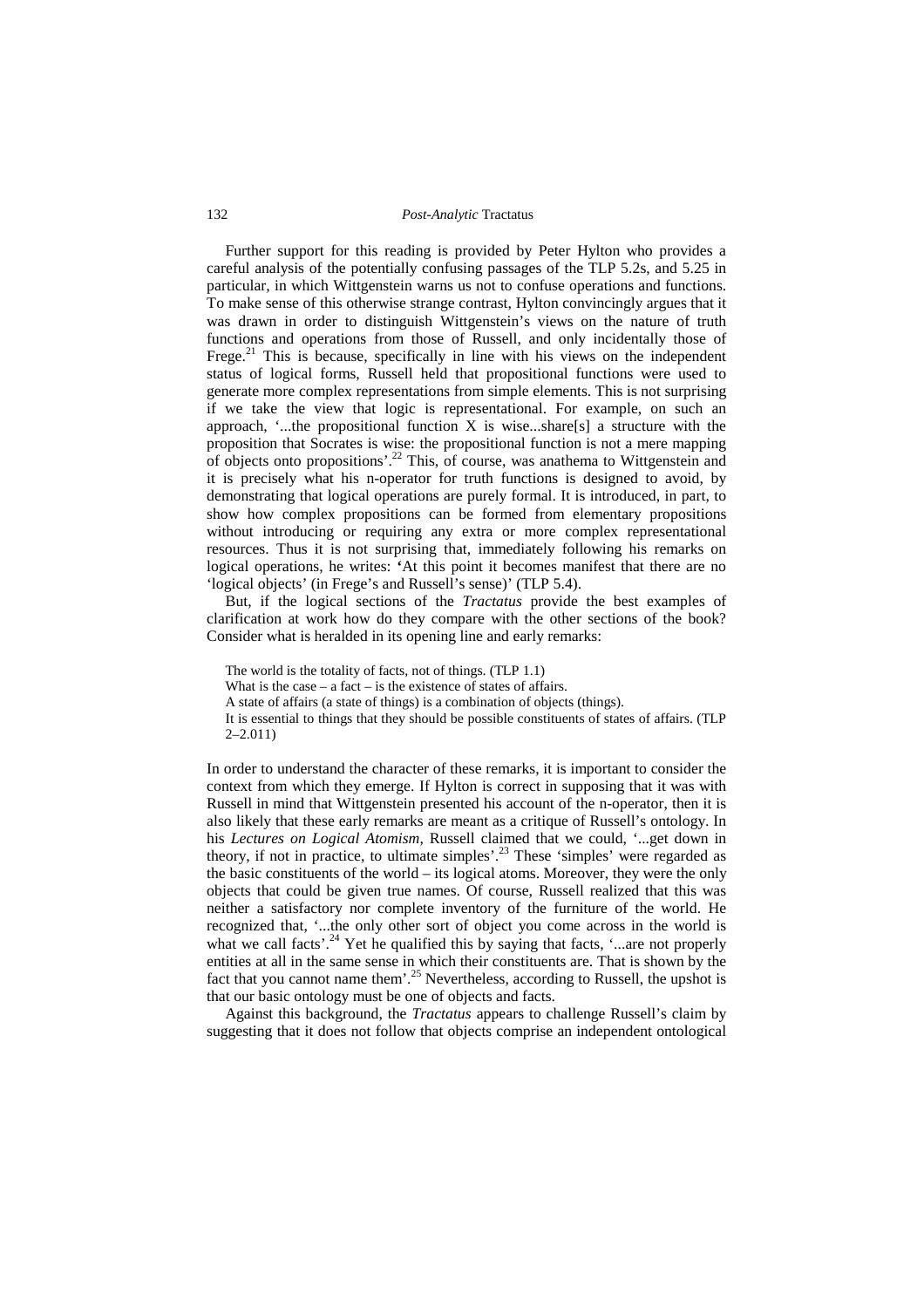Further support for this reading is provided by Peter Hylton who provides a careful analysis of the potentially confusing passages of the TLP 5.2s, and 5.25 in particular, in which Wittgenstein warns us not to confuse operations and functions. To make sense of this otherwise strange contrast, Hylton convincingly argues that it was drawn in order to distinguish Wittgenstein's views on the nature of truth functions and operations from those of Russell, and only incidentally those of Frege.[21] This is because, specifically in line with his views on the independent status of logical forms, Russell held that propositional functions were used to generate more complex representations from simple elements. This is not surprising if we take the view that logic is representational. For example, on such an approach, '...the propositional function X is wise...share[s] a structure with the proposition that Socrates is wise: the propositional function is not a mere mapping of objects onto propositions'.[22] This, of course, was anathema to Wittgenstein and it is precisely what his n-operator for truth functions is designed to avoid, by demonstrating that logical operations are purely formal. It is introduced, in part, to show how complex propositions can be formed from elementary propositions without introducing or requiring any extra or more complex representational resources. Thus it is not surprising that, immediately following his remarks on logical operations, he writes: 'At this point it becomes manifest that there are no 'logical objects' (in Frege's and Russell's sense)' (TLP 5.4).

But, if the logical sections of the *Tractatus* provide the best examples of clarification at work how do they compare with the other sections of the book? Consider what is heralded in its opening line and early remarks:

> The world is the totality of facts, not of things. (TLP 1.1)
> What is the case – a fact – is the existence of states of affairs.
> A state of affairs (a state of things) is a combination of objects (things).
> It is essential to things that they should be possible constituents of states of affairs. (TLP 2–2.011)

In order to understand the character of these remarks, it is important to consider the context from which they emerge. If Hylton is correct in supposing that it was with Russell in mind that Wittgenstein presented his account of the n-operator, then it is also likely that these early remarks are meant as a critique of Russell's ontology. In his *Lectures on Logical Atomism*, Russell claimed that we could, '...get down in theory, if not in practice, to ultimate simples'.[23] These 'simples' were regarded as the basic constituents of the world – its logical atoms. Moreover, they were the only objects that could be given true names. Of course, Russell realized that this was neither a satisfactory nor complete inventory of the furniture of the world. He recognized that, '...the only other sort of object you come across in the world is what we call facts'.[24] Yet he qualified this by saying that facts, '...are not properly entities at all in the same sense in which their constituents are. That is shown by the fact that you cannot name them'.[25] Nevertheless, according to Russell, the upshot is that our basic ontology must be one of objects and facts.

Against this background, the *Tractatus* appears to challenge Russell's claim by suggesting that it does not follow that objects comprise an independent ontological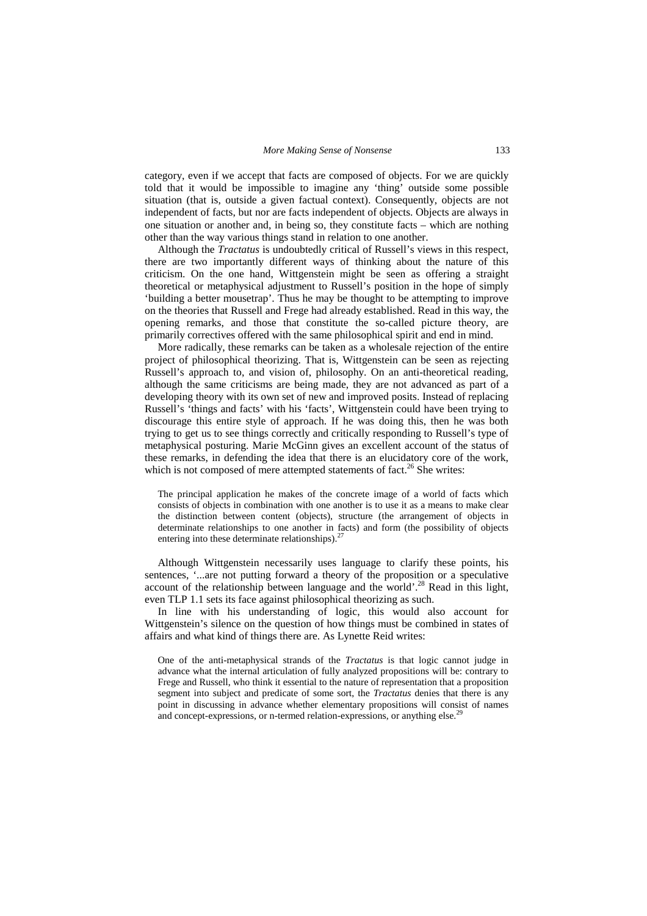category, even if we accept that facts are composed of objects. For we are quickly told that it would be impossible to imagine any 'thing' outside some possible situation (that is, outside a given factual context). Consequently, objects are not independent of facts, but nor are facts independent of objects. Objects are always in one situation or another and, in being so, they constitute facts – which are nothing other than the way various things stand in relation to one another.

Although the *Tractatus* is undoubtedly critical of Russell's views in this respect, there are two importantly different ways of thinking about the nature of this criticism. On the one hand, Wittgenstein might be seen as offering a straight theoretical or metaphysical adjustment to Russell's position in the hope of simply 'building a better mousetrap'. Thus he may be thought to be attempting to improve on the theories that Russell and Frege had already established. Read in this way, the opening remarks, and those that constitute the so-called picture theory, are primarily correctives offered with the same philosophical spirit and end in mind.

More radically, these remarks can be taken as a wholesale rejection of the entire project of philosophical theorizing. That is, Wittgenstein can be seen as rejecting Russell's approach to, and vision of, philosophy. On an anti-theoretical reading, although the same criticisms are being made, they are not advanced as part of a developing theory with its own set of new and improved posits. Instead of replacing Russell's 'things and facts' with his 'facts', Wittgenstein could have been trying to discourage this entire style of approach. If he was doing this, then he was both trying to get us to see things correctly and critically responding to Russell's type of metaphysical posturing. Marie McGinn gives an excellent account of the status of these remarks, in defending the idea that there is an elucidatory core of the work, which is not composed of mere attempted statements of fact.[26] She writes:

> The principal application he makes of the concrete image of a world of facts which consists of objects in combination with one another is to use it as a means to make clear the distinction between content (objects), structure (the arrangement of objects in determinate relationships to one another in facts) and form (the possibility of objects entering into these determinate relationships).[27]

Although Wittgenstein necessarily uses language to clarify these points, his sentences, '...are not putting forward a theory of the proposition or a speculative account of the relationship between language and the world'.[28] Read in this light, even TLP 1.1 sets its face against philosophical theorizing as such.

In line with his understanding of logic, this would also account for Wittgenstein's silence on the question of how things must be combined in states of affairs and what kind of things there are. As Lynette Reid writes:

> One of the anti-metaphysical strands of the *Tractatus* is that logic cannot judge in advance what the internal articulation of fully analyzed propositions will be: contrary to Frege and Russell, who think it essential to the nature of representation that a proposition segment into subject and predicate of some sort, the *Tractatus* denies that there is any point in discussing in advance whether elementary propositions will consist of names and concept-expressions, or n-termed relation-expressions, or anything else.[29]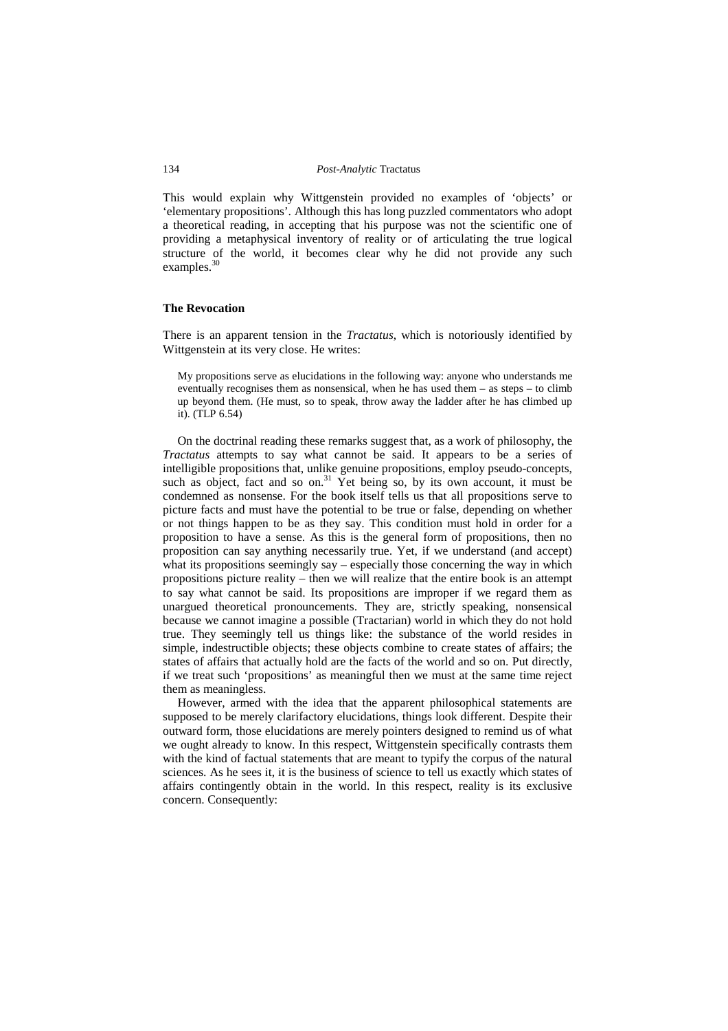This would explain why Wittgenstein provided no examples of 'objects' or 'elementary propositions'. Although this has long puzzled commentators who adopt a theoretical reading, in accepting that his purpose was not the scientific one of providing a metaphysical inventory of reality or of articulating the true logical structure of the world, it becomes clear why he did not provide any such examples.[30]

## The Revocation

There is an apparent tension in the *Tractatus*, which is notoriously identified by Wittgenstein at its very close. He writes:

> My propositions serve as elucidations in the following way: anyone who understands me eventually recognises them as nonsensical, when he has used them – as steps – to climb up beyond them. (He must, so to speak, throw away the ladder after he has climbed up it). (TLP 6.54)

On the doctrinal reading these remarks suggest that, as a work of philosophy, the *Tractatus* attempts to say what cannot be said. It appears to be a series of intelligible propositions that, unlike genuine propositions, employ pseudo-concepts, such as object, fact and so on.[31] Yet being so, by its own account, it must be condemned as nonsense. For the book itself tells us that all propositions serve to picture facts and must have the potential to be true or false, depending on whether or not things happen to be as they say. This condition must hold in order for a proposition to have a sense. As this is the general form of propositions, then no proposition can say anything necessarily true. Yet, if we understand (and accept) what its propositions seemingly say – especially those concerning the way in which propositions picture reality – then we will realize that the entire book is an attempt to say what cannot be said. Its propositions are improper if we regard them as unargued theoretical pronouncements. They are, strictly speaking, nonsensical because we cannot imagine a possible (Tractarian) world in which they do not hold true. They seemingly tell us things like: the substance of the world resides in simple, indestructible objects; these objects combine to create states of affairs; the states of affairs that actually hold are the facts of the world and so on. Put directly, if we treat such 'propositions' as meaningful then we must at the same time reject them as meaningless.

However, armed with the idea that the apparent philosophical statements are supposed to be merely clarifactory elucidations, things look different. Despite their outward form, those elucidations are merely pointers designed to remind us of what we ought already to know. In this respect, Wittgenstein specifically contrasts them with the kind of factual statements that are meant to typify the corpus of the natural sciences. As he sees it, it is the business of science to tell us exactly which states of affairs contingently obtain in the world. In this respect, reality is its exclusive concern. Consequently: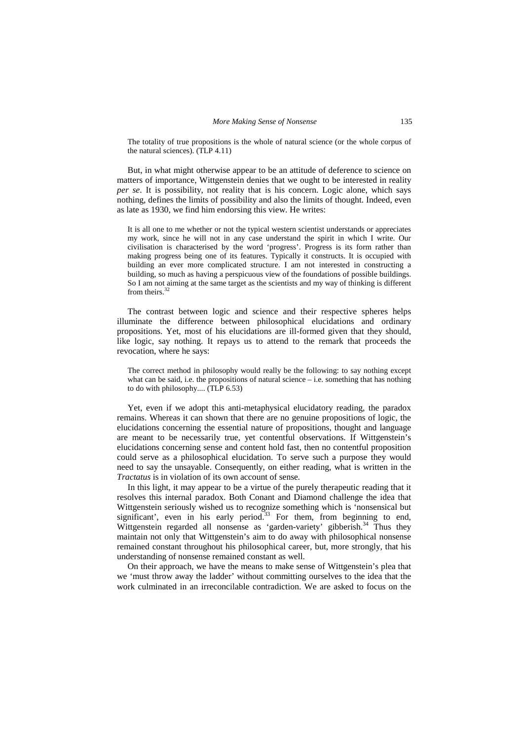> The totality of true propositions is the whole of natural science (or the whole corpus of the natural sciences). (TLP 4.11)

But, in what might otherwise appear to be an attitude of deference to science on matters of importance, Wittgenstein denies that we ought to be interested in reality *per se*. It is possibility, not reality that is his concern. Logic alone, which says nothing, defines the limits of possibility and also the limits of thought. Indeed, even as late as 1930, we find him endorsing this view. He writes:

> It is all one to me whether or not the typical western scientist understands or appreciates my work, since he will not in any case understand the spirit in which I write. Our civilisation is characterised by the word 'progress'. Progress is its form rather than making progress being one of its features. Typically it constructs. It is occupied with building an ever more complicated structure. I am not interested in constructing a building, so much as having a perspicuous view of the foundations of possible buildings. So I am not aiming at the same target as the scientists and my way of thinking is different from theirs.[32]

The contrast between logic and science and their respective spheres helps illuminate the difference between philosophical elucidations and ordinary propositions. Yet, most of his elucidations are ill-formed given that they should, like logic, say nothing. It repays us to attend to the remark that proceeds the revocation, where he says:

> The correct method in philosophy would really be the following: to say nothing except what can be said, i.e. the propositions of natural science – i.e. something that has nothing to do with philosophy.... (TLP 6.53)

Yet, even if we adopt this anti-metaphysical elucidatory reading, the paradox remains. Whereas it can shown that there are no genuine propositions of logic, the elucidations concerning the essential nature of propositions, thought and language are meant to be necessarily true, yet contentful observations. If Wittgenstein's elucidations concerning sense and content hold fast, then no contentful proposition could serve as a philosophical elucidation. To serve such a purpose they would need to say the unsayable. Consequently, on either reading, what is written in the *Tractatus* is in violation of its own account of sense.

In this light, it may appear to be a virtue of the purely therapeutic reading that it resolves this internal paradox. Both Conant and Diamond challenge the idea that Wittgenstein seriously wished us to recognize something which is 'nonsensical but significant', even in his early period.[33] For them, from beginning to end, Wittgenstein regarded all nonsense as 'garden-variety' gibberish.[34] Thus they maintain not only that Wittgenstein's aim to do away with philosophical nonsense remained constant throughout his philosophical career, but, more strongly, that his understanding of nonsense remained constant as well.

On their approach, we have the means to make sense of Wittgenstein's plea that we 'must throw away the ladder' without committing ourselves to the idea that the work culminated in an irreconcilable contradiction. We are asked to focus on the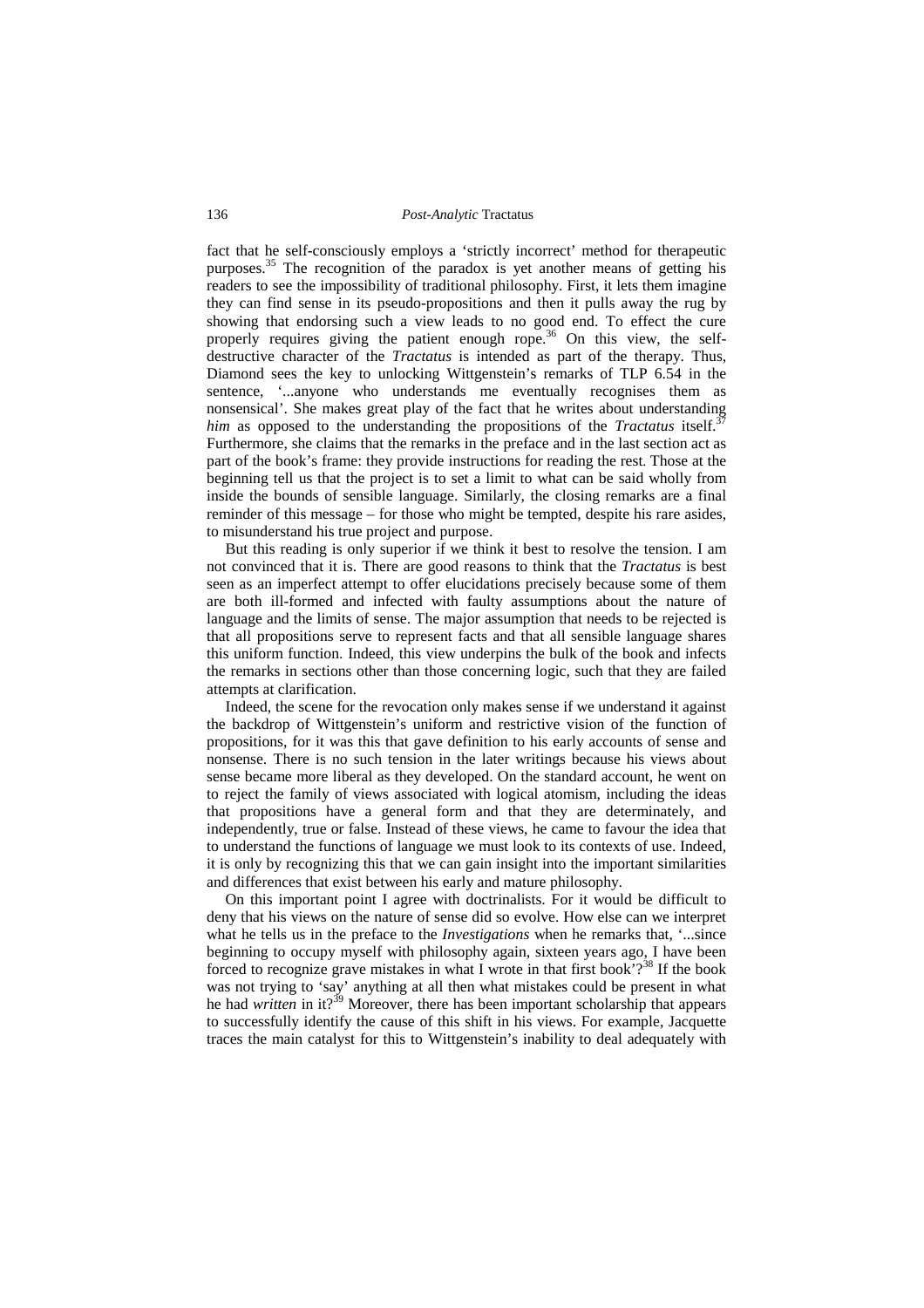fact that he self-consciously employs a 'strictly incorrect' method for therapeutic purposes.[35] The recognition of the paradox is yet another means of getting his readers to see the impossibility of traditional philosophy. First, it lets them imagine they can find sense in its pseudo-propositions and then it pulls away the rug by showing that endorsing such a view leads to no good end. To effect the cure properly requires giving the patient enough rope.[36] On this view, the self-destructive character of the *Tractatus* is intended as part of the therapy. Thus, Diamond sees the key to unlocking Wittgenstein's remarks of TLP 6.54 in the sentence, '...anyone who understands me eventually recognises them as nonsensical'. She makes great play of the fact that he writes about understanding *him* as opposed to the understanding the propositions of the *Tractatus* itself.[37] Furthermore, she claims that the remarks in the preface and in the last section act as part of the book's frame: they provide instructions for reading the rest. Those at the beginning tell us that the project is to set a limit to what can be said wholly from inside the bounds of sensible language. Similarly, the closing remarks are a final reminder of this message – for those who might be tempted, despite his rare asides, to misunderstand his true project and purpose.

But this reading is only superior if we think it best to resolve the tension. I am not convinced that it is. There are good reasons to think that the *Tractatus* is best seen as an imperfect attempt to offer elucidations precisely because some of them are both ill-formed and infected with faulty assumptions about the nature of language and the limits of sense. The major assumption that needs to be rejected is that all propositions serve to represent facts and that all sensible language shares this uniform function. Indeed, this view underpins the bulk of the book and infects the remarks in sections other than those concerning logic, such that they are failed attempts at clarification.

Indeed, the scene for the revocation only makes sense if we understand it against the backdrop of Wittgenstein's uniform and restrictive vision of the function of propositions, for it was this that gave definition to his early accounts of sense and nonsense. There is no such tension in the later writings because his views about sense became more liberal as they developed. On the standard account, he went on to reject the family of views associated with logical atomism, including the ideas that propositions have a general form and that they are determinately, and independently, true or false. Instead of these views, he came to favour the idea that to understand the functions of language we must look to its contexts of use. Indeed, it is only by recognizing this that we can gain insight into the important similarities and differences that exist between his early and mature philosophy.

On this important point I agree with doctrinalists. For it would be difficult to deny that his views on the nature of sense did so evolve. How else can we interpret what he tells us in the preface to the *Investigations* when he remarks that, '...since beginning to occupy myself with philosophy again, sixteen years ago, I have been forced to recognize grave mistakes in what I wrote in that first book'?[38] If the book was not trying to 'say' anything at all then what mistakes could be present in what he had *written* in it?[39] Moreover, there has been important scholarship that appears to successfully identify the cause of this shift in his views. For example, Jacquette traces the main catalyst for this to Wittgenstein's inability to deal adequately with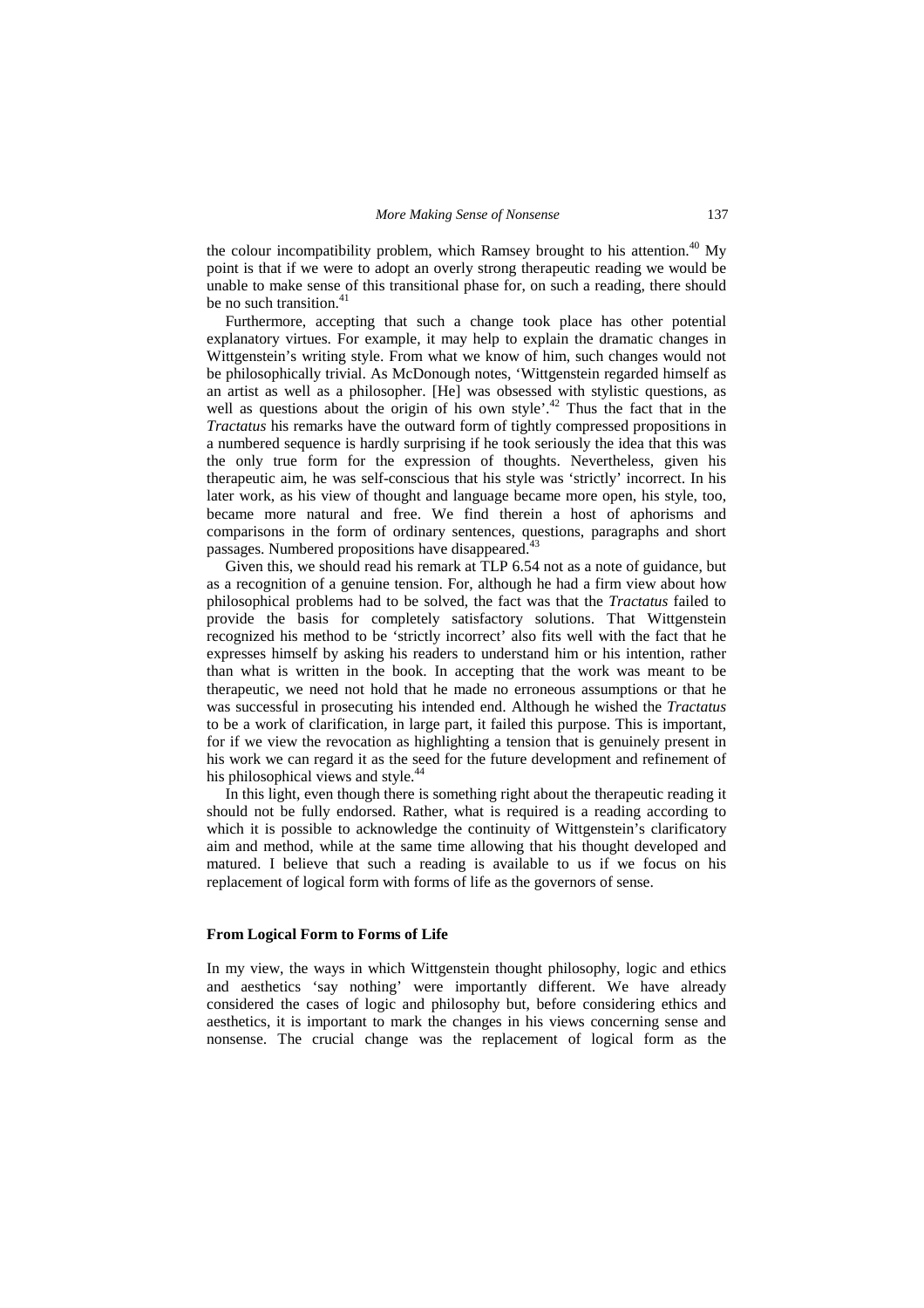the colour incompatibility problem, which Ramsey brought to his attention.[40] My point is that if we were to adopt an overly strong therapeutic reading we would be unable to make sense of this transitional phase for, on such a reading, there should be no such transition.[41]

Furthermore, accepting that such a change took place has other potential explanatory virtues. For example, it may help to explain the dramatic changes in Wittgenstein's writing style. From what we know of him, such changes would not be philosophically trivial. As McDonough notes, 'Wittgenstein regarded himself as an artist as well as a philosopher. [He] was obsessed with stylistic questions, as well as questions about the origin of his own style'.[42] Thus the fact that in the *Tractatus* his remarks have the outward form of tightly compressed propositions in a numbered sequence is hardly surprising if he took seriously the idea that this was the only true form for the expression of thoughts. Nevertheless, given his therapeutic aim, he was self-conscious that his style was 'strictly' incorrect. In his later work, as his view of thought and language became more open, his style, too, became more natural and free. We find therein a host of aphorisms and comparisons in the form of ordinary sentences, questions, paragraphs and short passages. Numbered propositions have disappeared.[43]

Given this, we should read his remark at TLP 6.54 not as a note of guidance, but as a recognition of a genuine tension. For, although he had a firm view about how philosophical problems had to be solved, the fact was that the *Tractatus* failed to provide the basis for completely satisfactory solutions. That Wittgenstein recognized his method to be 'strictly incorrect' also fits well with the fact that he expresses himself by asking his readers to understand him or his intention, rather than what is written in the book. In accepting that the work was meant to be therapeutic, we need not hold that he made no erroneous assumptions or that he was successful in prosecuting his intended end. Although he wished the *Tractatus* to be a work of clarification, in large part, it failed this purpose. This is important, for if we view the revocation as highlighting a tension that is genuinely present in his work we can regard it as the seed for the future development and refinement of his philosophical views and style.[44]

In this light, even though there is something right about the therapeutic reading it should not be fully endorsed. Rather, what is required is a reading according to which it is possible to acknowledge the continuity of Wittgenstein's clarificatory aim and method, while at the same time allowing that his thought developed and matured. I believe that such a reading is available to us if we focus on his replacement of logical form with forms of life as the governors of sense.

## From Logical Form to Forms of Life

In my view, the ways in which Wittgenstein thought philosophy, logic and ethics and aesthetics 'say nothing' were importantly different. We have already considered the cases of logic and philosophy but, before considering ethics and aesthetics, it is important to mark the changes in his views concerning sense and nonsense. The crucial change was the replacement of logical form as the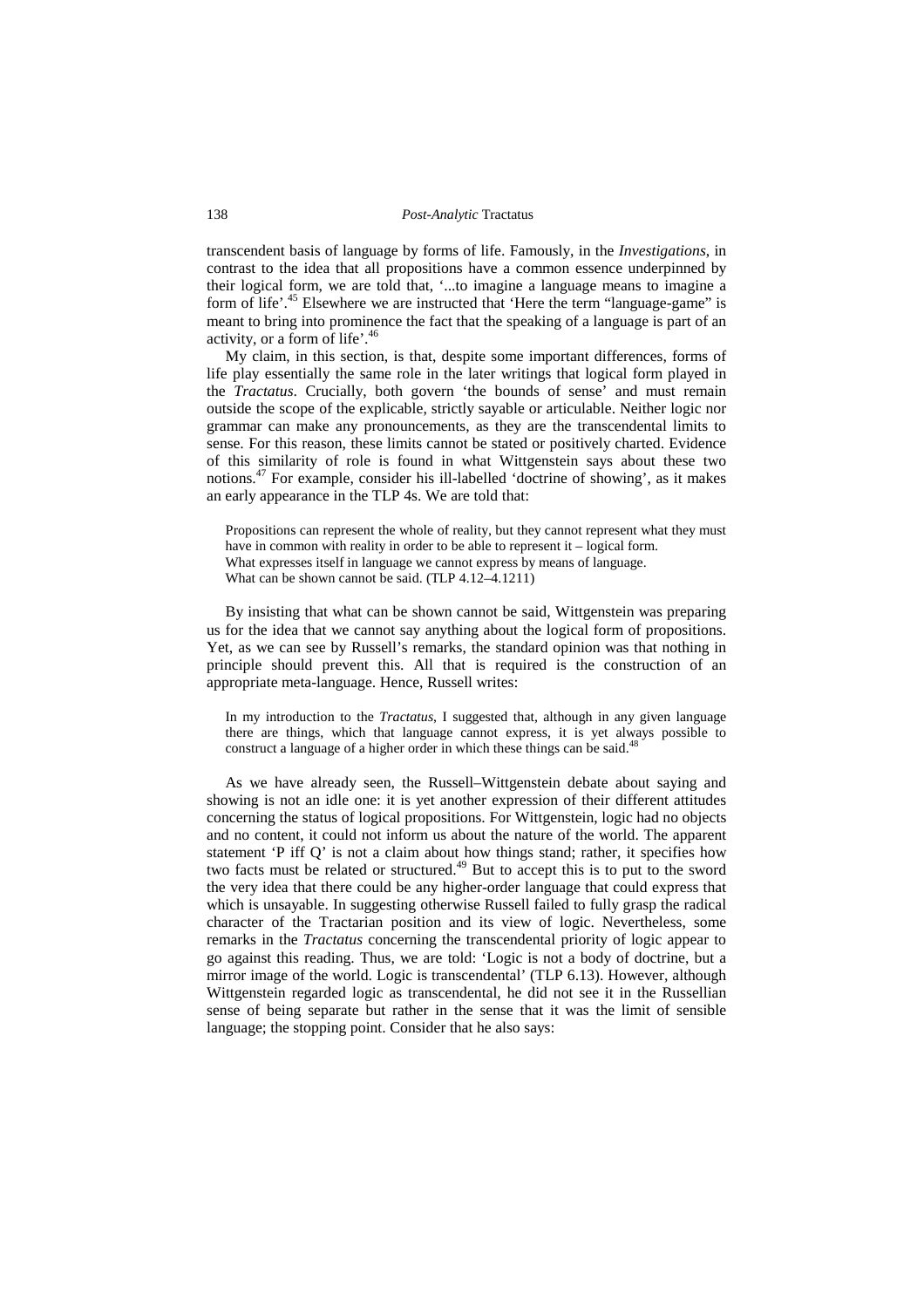transcendent basis of language by forms of life. Famously, in the *Investigations*, in contrast to the idea that all propositions have a common essence underpinned by their logical form, we are told that, '...to imagine a language means to imagine a form of life'.[45] Elsewhere we are instructed that 'Here the term "language-game" is meant to bring into prominence the fact that the speaking of a language is part of an activity, or a form of life'.[46]

My claim, in this section, is that, despite some important differences, forms of life play essentially the same role in the later writings that logical form played in the *Tractatus*. Crucially, both govern 'the bounds of sense' and must remain outside the scope of the explicable, strictly sayable or articulable. Neither logic nor grammar can make any pronouncements, as they are the transcendental limits to sense. For this reason, these limits cannot be stated or positively charted. Evidence of this similarity of role is found in what Wittgenstein says about these two notions.[47] For example, consider his ill-labelled 'doctrine of showing', as it makes an early appearance in the TLP 4s. We are told that:

> Propositions can represent the whole of reality, but they cannot represent what they must have in common with reality in order to be able to represent it – logical form.
> What expresses itself in language we cannot express by means of language.
> What can be shown cannot be said. (TLP 4.12–4.1211)

By insisting that what can be shown cannot be said, Wittgenstein was preparing us for the idea that we cannot say anything about the logical form of propositions. Yet, as we can see by Russell's remarks, the standard opinion was that nothing in principle should prevent this. All that is required is the construction of an appropriate meta-language. Hence, Russell writes:

> In my introduction to the *Tractatus*, I suggested that, although in any given language there are things, which that language cannot express, it is yet always possible to construct a language of a higher order in which these things can be said.[48]

As we have already seen, the Russell–Wittgenstein debate about saying and showing is not an idle one: it is yet another expression of their different attitudes concerning the status of logical propositions. For Wittgenstein, logic had no objects and no content, it could not inform us about the nature of the world. The apparent statement 'P iff Q' is not a claim about how things stand; rather, it specifies how two facts must be related or structured.[49] But to accept this is to put to the sword the very idea that there could be any higher-order language that could express that which is unsayable. In suggesting otherwise Russell failed to fully grasp the radical character of the Tractarian position and its view of logic. Nevertheless, some remarks in the *Tractatus* concerning the transcendental priority of logic appear to go against this reading. Thus, we are told: 'Logic is not a body of doctrine, but a mirror image of the world. Logic is transcendental' (TLP 6.13). However, although Wittgenstein regarded logic as transcendental, he did not see it in the Russellian sense of being separate but rather in the sense that it was the limit of sensible language; the stopping point. Consider that he also says: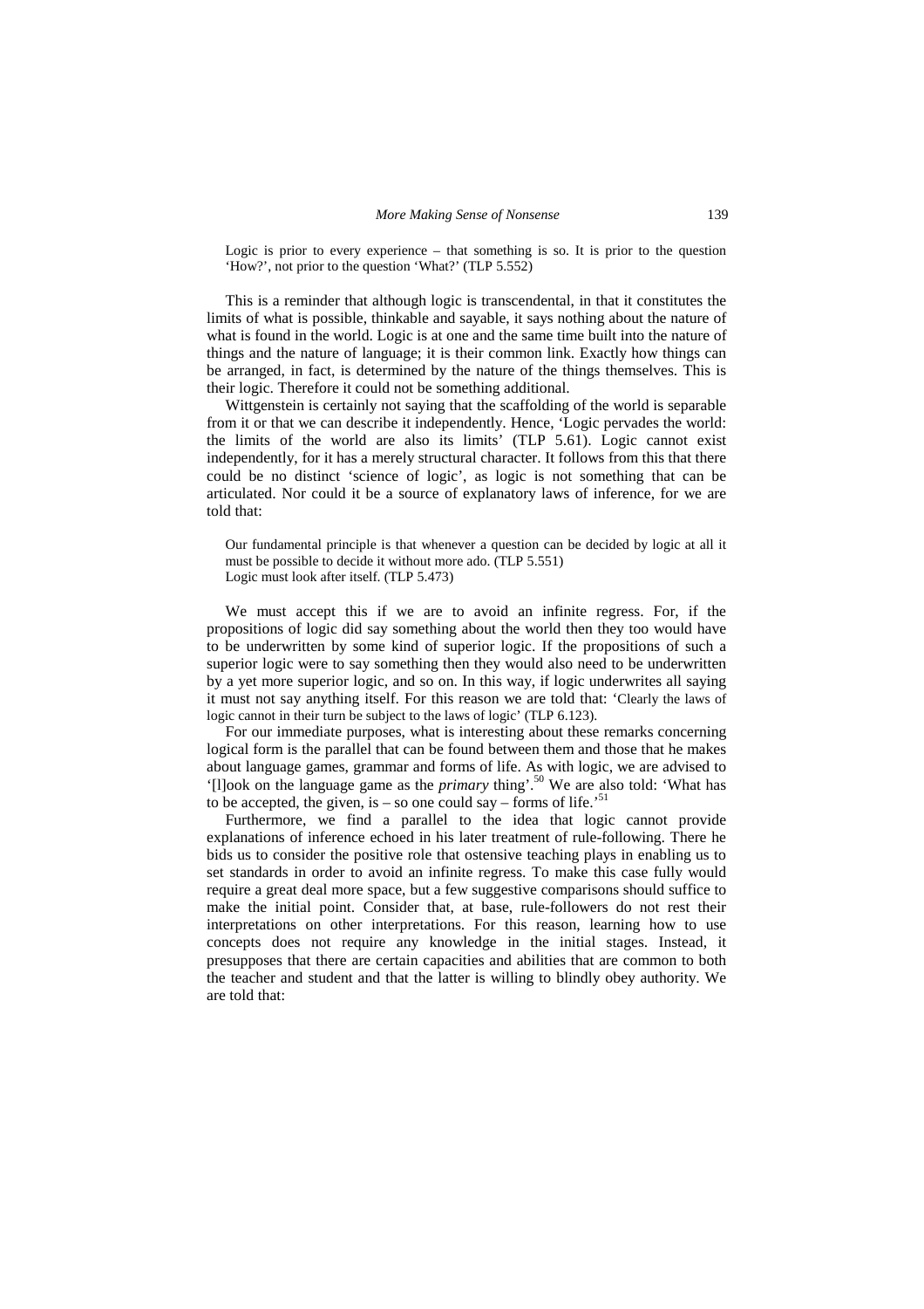> Logic is prior to every experience – that something is so. It is prior to the question 'How?', not prior to the question 'What?' (TLP 5.552)

This is a reminder that although logic is transcendental, in that it constitutes the limits of what is possible, thinkable and sayable, it says nothing about the nature of what is found in the world. Logic is at one and the same time built into the nature of things and the nature of language; it is their common link. Exactly how things can be arranged, in fact, is determined by the nature of the things themselves. This is their logic. Therefore it could not be something additional.

Wittgenstein is certainly not saying that the scaffolding of the world is separable from it or that we can describe it independently. Hence, 'Logic pervades the world: the limits of the world are also its limits' (TLP 5.61). Logic cannot exist independently, for it has a merely structural character. It follows from this that there could be no distinct 'science of logic', as logic is not something that can be articulated. Nor could it be a source of explanatory laws of inference, for we are told that:

> Our fundamental principle is that whenever a question can be decided by logic at all it must be possible to decide it without more ado. (TLP 5.551)
> Logic must look after itself. (TLP 5.473)

We must accept this if we are to avoid an infinite regress. For, if the propositions of logic did say something about the world then they too would have to be underwritten by some kind of superior logic. If the propositions of such a superior logic were to say something then they would also need to be underwritten by a yet more superior logic, and so on. In this way, if logic underwrites all saying it must not say anything itself. For this reason we are told that: 'Clearly the laws of logic cannot in their turn be subject to the laws of logic' (TLP 6.123).

For our immediate purposes, what is interesting about these remarks concerning logical form is the parallel that can be found between them and those that he makes about language games, grammar and forms of life. As with logic, we are advised to '[l]ook on the language game as the *primary* thing'.[50] We are also told: 'What has to be accepted, the given, is – so one could say – forms of life.'[51]

Furthermore, we find a parallel to the idea that logic cannot provide explanations of inference echoed in his later treatment of rule-following. There he bids us to consider the positive role that ostensive teaching plays in enabling us to set standards in order to avoid an infinite regress. To make this case fully would require a great deal more space, but a few suggestive comparisons should suffice to make the initial point. Consider that, at base, rule-followers do not rest their interpretations on other interpretations. For this reason, learning how to use concepts does not require any knowledge in the initial stages. Instead, it presupposes that there are certain capacities and abilities that are common to both the teacher and student and that the latter is willing to blindly obey authority. We are told that: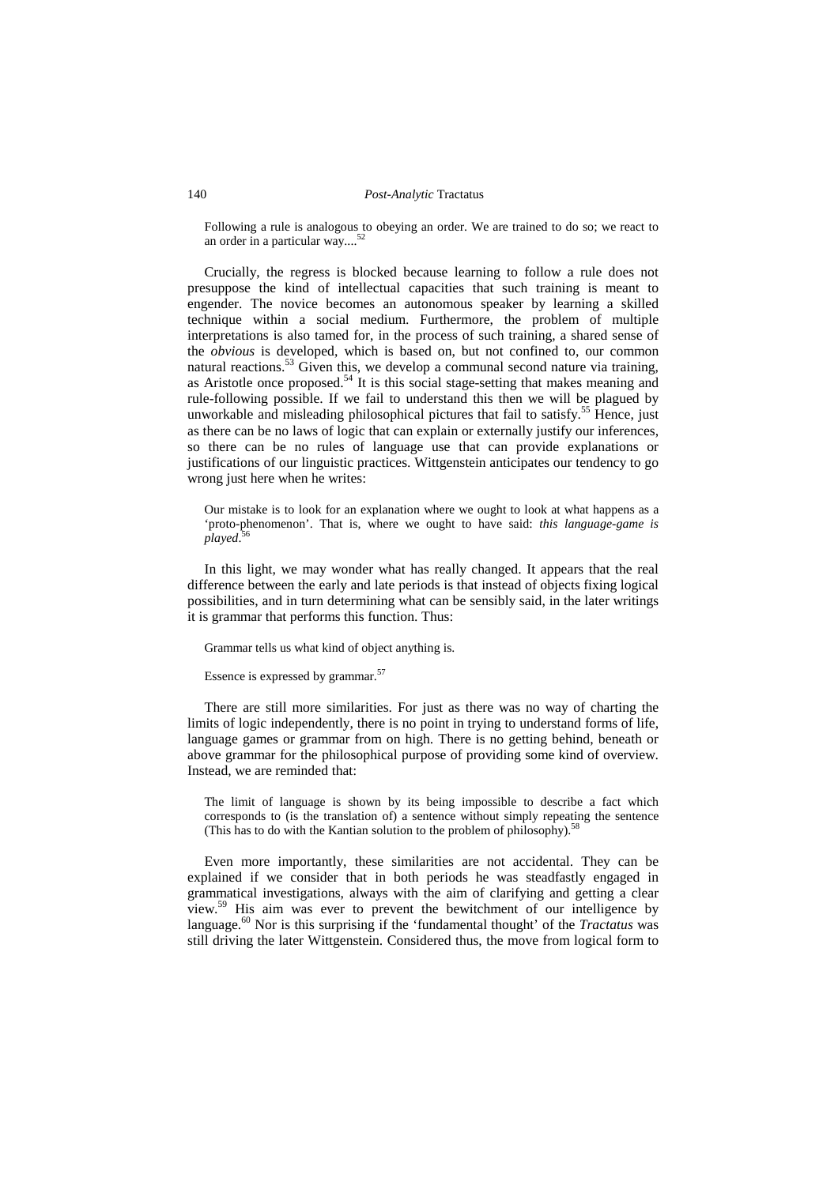> Following a rule is analogous to obeying an order. We are trained to do so; we react to an order in a particular way....[52]

Crucially, the regress is blocked because learning to follow a rule does not presuppose the kind of intellectual capacities that such training is meant to engender. The novice becomes an autonomous speaker by learning a skilled technique within a social medium. Furthermore, the problem of multiple interpretations is also tamed for, in the process of such training, a shared sense of the *obvious* is developed, which is based on, but not confined to, our common natural reactions.[53] Given this, we develop a communal second nature via training, as Aristotle once proposed.[54] It is this social stage-setting that makes meaning and rule-following possible. If we fail to understand this then we will be plagued by unworkable and misleading philosophical pictures that fail to satisfy.[55] Hence, just as there can be no laws of logic that can explain or externally justify our inferences, so there can be no rules of language use that can provide explanations or justifications of our linguistic practices. Wittgenstein anticipates our tendency to go wrong just here when he writes:

> Our mistake is to look for an explanation where we ought to look at what happens as a 'proto-phenomenon'. That is, where we ought to have said: *this language-game is played*.[56]

In this light, we may wonder what has really changed. It appears that the real difference between the early and late periods is that instead of objects fixing logical possibilities, and in turn determining what can be sensibly said, in the later writings it is grammar that performs this function. Thus:

> Grammar tells us what kind of object anything is.
>
> Essence is expressed by grammar.[57]

There are still more similarities. For just as there was no way of charting the limits of logic independently, there is no point in trying to understand forms of life, language games or grammar from on high. There is no getting behind, beneath or above grammar for the philosophical purpose of providing some kind of overview. Instead, we are reminded that:

> The limit of language is shown by its being impossible to describe a fact which corresponds to (is the translation of) a sentence without simply repeating the sentence (This has to do with the Kantian solution to the problem of philosophy).[58]

Even more importantly, these similarities are not accidental. They can be explained if we consider that in both periods he was steadfastly engaged in grammatical investigations, always with the aim of clarifying and getting a clear view.[59] His aim was ever to prevent the bewitchment of our intelligence by language.[60] Nor is this surprising if the 'fundamental thought' of the *Tractatus* was still driving the later Wittgenstein. Considered thus, the move from logical form to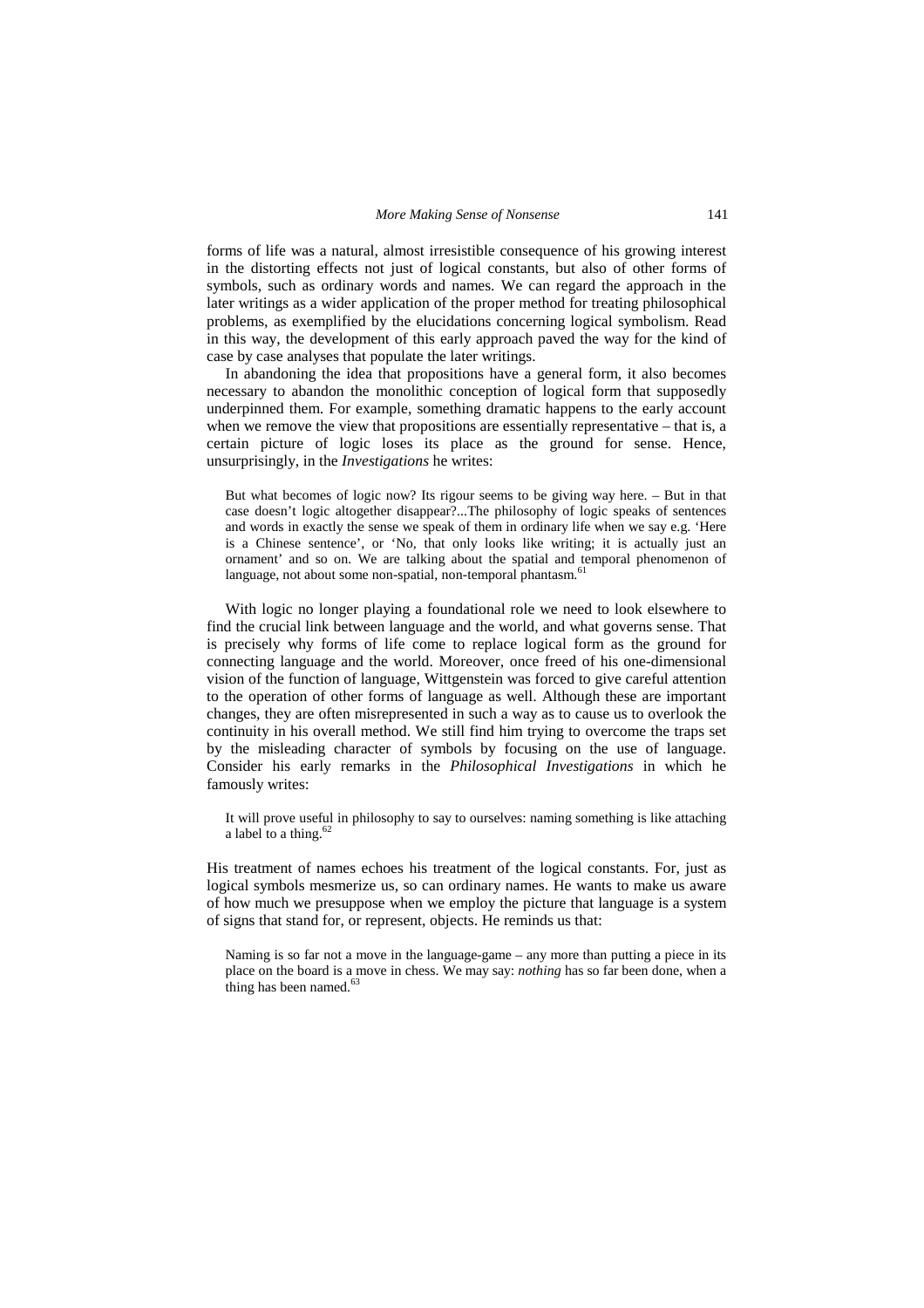forms of life was a natural, almost irresistible consequence of his growing interest in the distorting effects not just of logical constants, but also of other forms of symbols, such as ordinary words and names. We can regard the approach in the later writings as a wider application of the proper method for treating philosophical problems, as exemplified by the elucidations concerning logical symbolism. Read in this way, the development of this early approach paved the way for the kind of case by case analyses that populate the later writings.

In abandoning the idea that propositions have a general form, it also becomes necessary to abandon the monolithic conception of logical form that supposedly underpinned them. For example, something dramatic happens to the early account when we remove the view that propositions are essentially representative – that is, a certain picture of logic loses its place as the ground for sense. Hence, unsurprisingly, in the *Investigations* he writes:

> But what becomes of logic now? Its rigour seems to be giving way here. – But in that case doesn't logic altogether disappear?...The philosophy of logic speaks of sentences and words in exactly the sense we speak of them in ordinary life when we say e.g. 'Here is a Chinese sentence', or 'No, that only looks like writing; it is actually just an ornament' and so on. We are talking about the spatial and temporal phenomenon of language, not about some non-spatial, non-temporal phantasm.[61]

With logic no longer playing a foundational role we need to look elsewhere to find the crucial link between language and the world, and what governs sense. That is precisely why forms of life come to replace logical form as the ground for connecting language and the world. Moreover, once freed of his one-dimensional vision of the function of language, Wittgenstein was forced to give careful attention to the operation of other forms of language as well. Although these are important changes, they are often misrepresented in such a way as to cause us to overlook the continuity in his overall method. We still find him trying to overcome the traps set by the misleading character of symbols by focusing on the use of language. Consider his early remarks in the *Philosophical Investigations* in which he famously writes:

> It will prove useful in philosophy to say to ourselves: naming something is like attaching a label to a thing.[62]

His treatment of names echoes his treatment of the logical constants. For, just as logical symbols mesmerize us, so can ordinary names. He wants to make us aware of how much we presuppose when we employ the picture that language is a system of signs that stand for, or represent, objects. He reminds us that:

> Naming is so far not a move in the language-game – any more than putting a piece in its place on the board is a move in chess. We may say: *nothing* has so far been done, when a thing has been named.[63]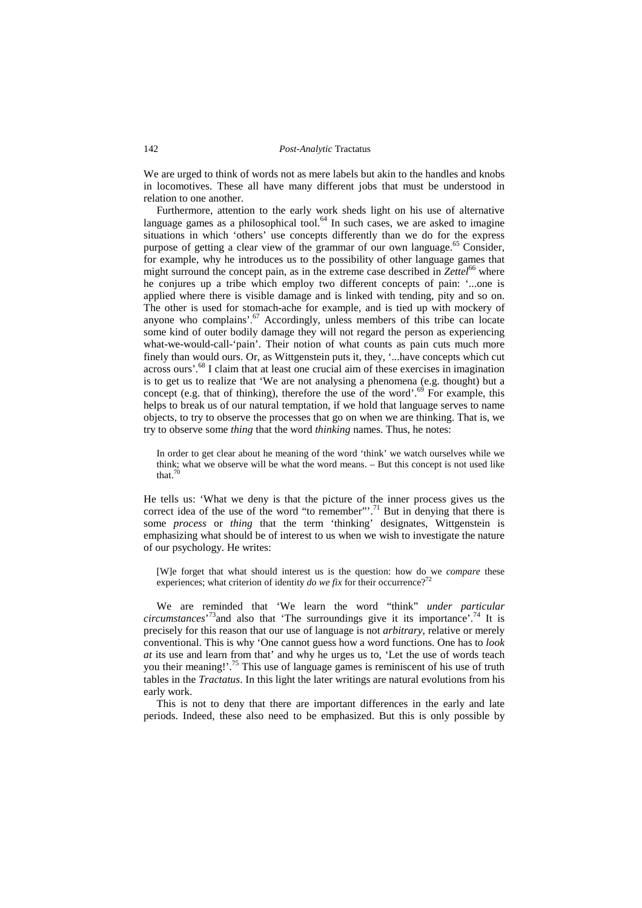We are urged to think of words not as mere labels but akin to the handles and knobs in locomotives. These all have many different jobs that must be understood in relation to one another.

Furthermore, attention to the early work sheds light on his use of alternative language games as a philosophical tool.[64] In such cases, we are asked to imagine situations in which 'others' use concepts differently than we do for the express purpose of getting a clear view of the grammar of our own language.[65] Consider, for example, why he introduces us to the possibility of other language games that might surround the concept pain, as in the extreme case described in *Zettel*[66] where he conjures up a tribe which employ two different concepts of pain: '...one is applied where there is visible damage and is linked with tending, pity and so on. The other is used for stomach-ache for example, and is tied up with mockery of anyone who complains'.[67] Accordingly, unless members of this tribe can locate some kind of outer bodily damage they will not regard the person as experiencing what-we-would-call-'pain'. Their notion of what counts as pain cuts much more finely than would ours. Or, as Wittgenstein puts it, they, '...have concepts which cut across ours'.[68] I claim that at least one crucial aim of these exercises in imagination is to get us to realize that 'We are not analysing a phenomena (e.g. thought) but a concept (e.g. that of thinking), therefore the use of the word'.[69] For example, this helps to break us of our natural temptation, if we hold that language serves to name objects, to try to observe the processes that go on when we are thinking. That is, we try to observe some *thing* that the word *thinking* names. Thus, he notes:

> In order to get clear about he meaning of the word 'think' we watch ourselves while we think; what we observe will be what the word means. – But this concept is not used like that.[70]

He tells us: 'What we deny is that the picture of the inner process gives us the correct idea of the use of the word "to remember"'.[71] But in denying that there is some *process* or *thing* that the term 'thinking' designates, Wittgenstein is emphasizing what should be of interest to us when we wish to investigate the nature of our psychology. He writes:

> [W]e forget that what should interest us is the question: how do we *compare* these experiences; what criterion of identity *do we fix* for their occurrence?[72]

We are reminded that 'We learn the word "think" *under particular circumstances*'[73]and also that 'The surroundings give it its importance'.[74] It is precisely for this reason that our use of language is not *arbitrary*, relative or merely conventional. This is why 'One cannot guess how a word functions. One has to *look at* its use and learn from that' and why he urges us to, 'Let the use of words teach you their meaning!'.[75] This use of language games is reminiscent of his use of truth tables in the *Tractatus*. In this light the later writings are natural evolutions from his early work.

This is not to deny that there are important differences in the early and late periods. Indeed, these also need to be emphasized. But this is only possible by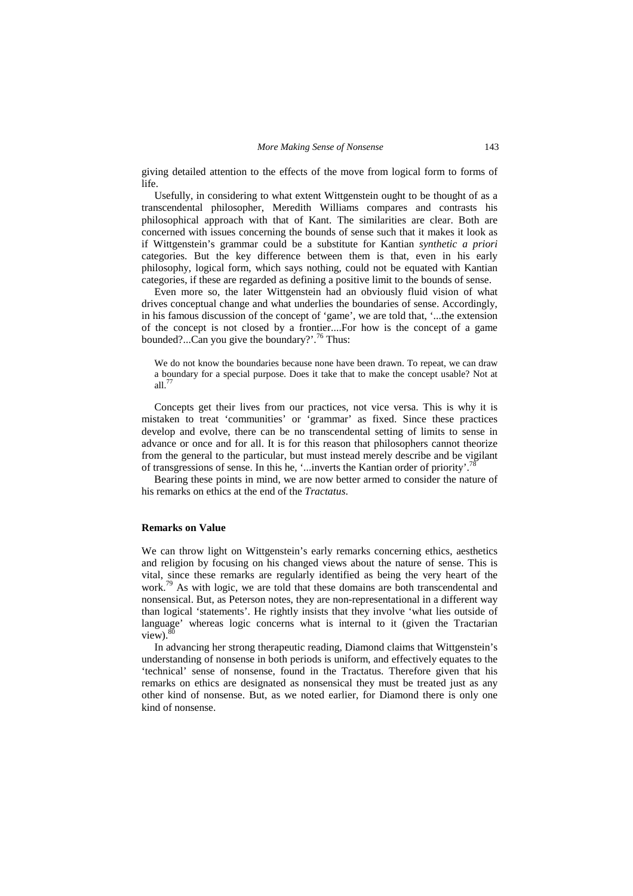giving detailed attention to the effects of the move from logical form to forms of life.

Usefully, in considering to what extent Wittgenstein ought to be thought of as a transcendental philosopher, Meredith Williams compares and contrasts his philosophical approach with that of Kant. The similarities are clear. Both are concerned with issues concerning the bounds of sense such that it makes it look as if Wittgenstein's grammar could be a substitute for Kantian *synthetic a priori* categories. But the key difference between them is that, even in his early philosophy, logical form, which says nothing, could not be equated with Kantian categories, if these are regarded as defining a positive limit to the bounds of sense.

Even more so, the later Wittgenstein had an obviously fluid vision of what drives conceptual change and what underlies the boundaries of sense. Accordingly, in his famous discussion of the concept of 'game', we are told that, '...the extension of the concept is not closed by a frontier....For how is the concept of a game bounded?...Can you give the boundary?'.[76] Thus:

> We do not know the boundaries because none have been drawn. To repeat, we can draw a boundary for a special purpose. Does it take that to make the concept usable? Not at all.[77]

Concepts get their lives from our practices, not vice versa. This is why it is mistaken to treat 'communities' or 'grammar' as fixed. Since these practices develop and evolve, there can be no transcendental setting of limits to sense in advance or once and for all. It is for this reason that philosophers cannot theorize from the general to the particular, but must instead merely describe and be vigilant of transgressions of sense. In this he, '...inverts the Kantian order of priority'.[78]

Bearing these points in mind, we are now better armed to consider the nature of his remarks on ethics at the end of the *Tractatus*.

### Remarks on Value

We can throw light on Wittgenstein's early remarks concerning ethics, aesthetics and religion by focusing on his changed views about the nature of sense. This is vital, since these remarks are regularly identified as being the very heart of the work.[79] As with logic, we are told that these domains are both transcendental and nonsensical. But, as Peterson notes, they are non-representational in a different way than logical 'statements'. He rightly insists that they involve 'what lies outside of language' whereas logic concerns what is internal to it (given the Tractarian view).[80]

In advancing her strong therapeutic reading, Diamond claims that Wittgenstein's understanding of nonsense in both periods is uniform, and effectively equates to the 'technical' sense of nonsense, found in the Tractatus. Therefore given that his remarks on ethics are designated as nonsensical they must be treated just as any other kind of nonsense. But, as we noted earlier, for Diamond there is only one kind of nonsense.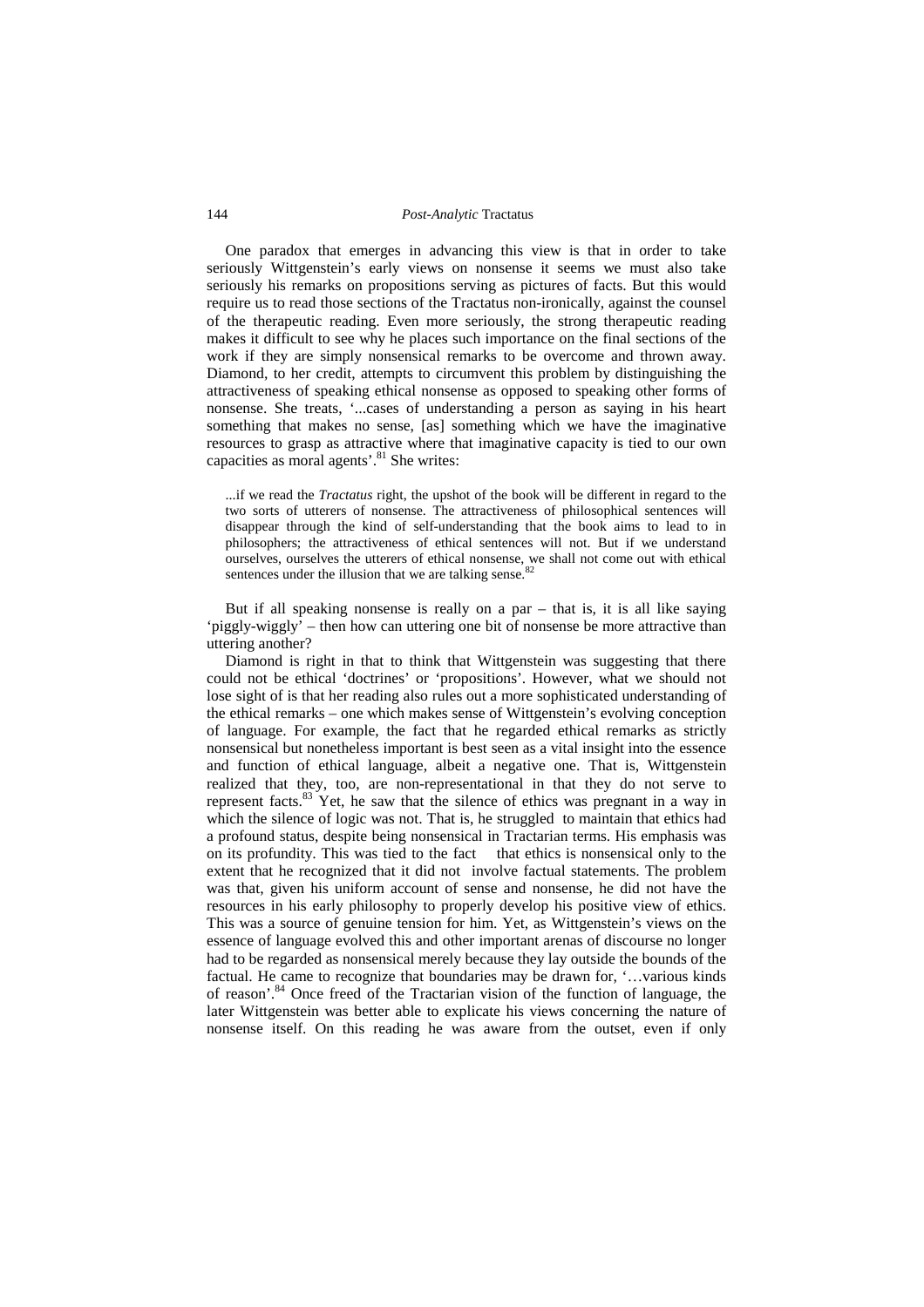One paradox that emerges in advancing this view is that in order to take seriously Wittgenstein's early views on nonsense it seems we must also take seriously his remarks on propositions serving as pictures of facts. But this would require us to read those sections of the Tractatus non-ironically, against the counsel of the therapeutic reading. Even more seriously, the strong therapeutic reading makes it difficult to see why he places such importance on the final sections of the work if they are simply nonsensical remarks to be overcome and thrown away. Diamond, to her credit, attempts to circumvent this problem by distinguishing the attractiveness of speaking ethical nonsense as opposed to speaking other forms of nonsense. She treats, '...cases of understanding a person as saying in his heart something that makes no sense, [as] something which we have the imaginative resources to grasp as attractive where that imaginative capacity is tied to our own capacities as moral agents'.[81] She writes:

> ...if we read the *Tractatus* right, the upshot of the book will be different in regard to the two sorts of utterers of nonsense. The attractiveness of philosophical sentences will disappear through the kind of self-understanding that the book aims to lead to in philosophers; the attractiveness of ethical sentences will not. But if we understand ourselves, ourselves the utterers of ethical nonsense, we shall not come out with ethical sentences under the illusion that we are talking sense.[82]

But if all speaking nonsense is really on a par – that is, it is all like saying 'piggly-wiggly' – then how can uttering one bit of nonsense be more attractive than uttering another?

Diamond is right in that to think that Wittgenstein was suggesting that there could not be ethical 'doctrines' or 'propositions'. However, what we should not lose sight of is that her reading also rules out a more sophisticated understanding of the ethical remarks – one which makes sense of Wittgenstein's evolving conception of language. For example, the fact that he regarded ethical remarks as strictly nonsensical but nonetheless important is best seen as a vital insight into the essence and function of ethical language, albeit a negative one. That is, Wittgenstein realized that they, too, are non-representational in that they do not serve to represent facts.[83] Yet, he saw that the silence of ethics was pregnant in a way in which the silence of logic was not. That is, he struggled to maintain that ethics had a profound status, despite being nonsensical in Tractarian terms. His emphasis was on its profundity. This was tied to the fact that ethics is nonsensical only to the extent that he recognized that it did not involve factual statements. The problem was that, given his uniform account of sense and nonsense, he did not have the resources in his early philosophy to properly develop his positive view of ethics. This was a source of genuine tension for him. Yet, as Wittgenstein's views on the essence of language evolved this and other important arenas of discourse no longer had to be regarded as nonsensical merely because they lay outside the bounds of the factual. He came to recognize that boundaries may be drawn for, '…various kinds of reason'.[84] Once freed of the Tractarian vision of the function of language, the later Wittgenstein was better able to explicate his views concerning the nature of nonsense itself. On this reading he was aware from the outset, even if only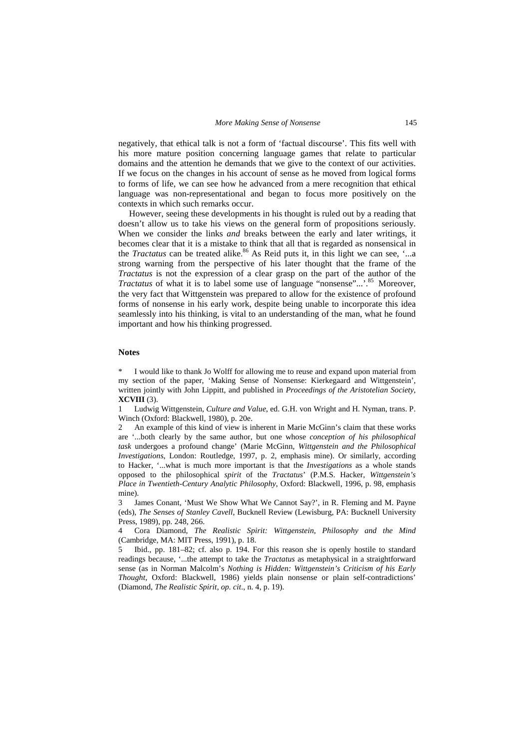negatively, that ethical talk is not a form of 'factual discourse'. This fits well with his more mature position concerning language games that relate to particular domains and the attention he demands that we give to the context of our activities. If we focus on the changes in his account of sense as he moved from logical forms to forms of life, we can see how he advanced from a mere recognition that ethical language was non-representational and began to focus more positively on the contexts in which such remarks occur.

However, seeing these developments in his thought is ruled out by a reading that doesn't allow us to take his views on the general form of propositions seriously. When we consider the links *and* breaks between the early and later writings, it becomes clear that it is a mistake to think that all that is regarded as nonsensical in the *Tractatus* can be treated alike.[86] As Reid puts it, in this light we can see, '...a strong warning from the perspective of his later thought that the frame of the *Tractatus* is not the expression of a clear grasp on the part of the author of the *Tractatus* of what it is to label some use of language "nonsense"...'.[85] Moreover, the very fact that Wittgenstein was prepared to allow for the existence of profound forms of nonsense in his early work, despite being unable to incorporate this idea seamlessly into his thinking, is vital to an understanding of the man, what he found important and how his thinking progressed.

### Notes

\* I would like to thank Jo Wolff for allowing me to reuse and expand upon material from my section of the paper, 'Making Sense of Nonsense: Kierkegaard and Wittgenstein', written jointly with John Lippitt, and published in *Proceedings of the Aristotelian Society*, **XCVIII** (3).

1 Ludwig Wittgenstein, *Culture and Value*, ed. G.H. von Wright and H. Nyman, trans. P. Winch (Oxford: Blackwell, 1980), p. 20e.

2 An example of this kind of view is inherent in Marie McGinn's claim that these works are '...both clearly by the same author, but one whose *conception of his philosophical task* undergoes a profound change' (Marie McGinn, *Wittgenstein and the Philosophical Investigations*, London: Routledge, 1997, p. 2, emphasis mine). Or similarly, according to Hacker, '...what is much more important is that the *Investigations* as a whole stands opposed to the philosophical *spirit* of the *Tractatus*' (P.M.S. Hacker, *Wittgenstein's Place in Twentieth-Century Analytic Philosophy*, Oxford: Blackwell, 1996, p. 98, emphasis mine).

3 James Conant, 'Must We Show What We Cannot Say?', in R. Fleming and M. Payne (eds), *The Senses of Stanley Cavell*, Bucknell Review (Lewisburg, PA: Bucknell University Press, 1989), pp. 248, 266.

4 Cora Diamond, *The Realistic Spirit: Wittgenstein, Philosophy and the Mind* (Cambridge, MA: MIT Press, 1991), p. 18.

5 Ibid., pp. 181–82; cf. also p. 194. For this reason she is openly hostile to standard readings because, '...the attempt to take the *Tractatus* as metaphysical in a straightforward sense (as in Norman Malcolm's *Nothing is Hidden: Wittgenstein's Criticism of his Early Thought*, Oxford: Blackwell, 1986) yields plain nonsense or plain self-contradictions' (Diamond, *The Realistic Spirit*, *op. cit*., n. 4, p. 19).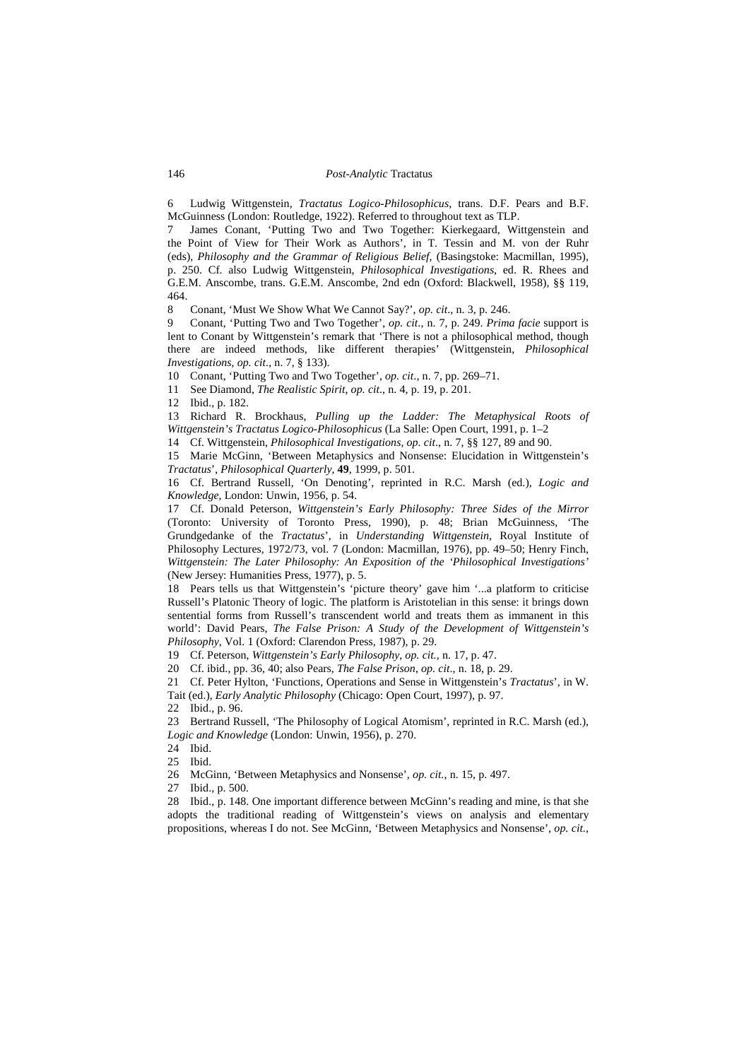6 Ludwig Wittgenstein, *Tractatus Logico-Philosophicus*, trans. D.F. Pears and B.F. McGuinness (London: Routledge, 1922). Referred to throughout text as TLP.

7 James Conant, 'Putting Two and Two Together: Kierkegaard, Wittgenstein and the Point of View for Their Work as Authors', in T. Tessin and M. von der Ruhr (eds), *Philosophy and the Grammar of Religious Belief*, (Basingstoke: Macmillan, 1995), p. 250. Cf. also Ludwig Wittgenstein, *Philosophical Investigations*, ed. R. Rhees and G.E.M. Anscombe, trans. G.E.M. Anscombe, 2nd edn (Oxford: Blackwell, 1958), §§ 119, 464.

8 Conant, 'Must We Show What We Cannot Say?', *op. cit*., n. 3, p. 246.

9 Conant, 'Putting Two and Two Together', *op. cit.*, n. 7, p. 249. *Prima facie* support is lent to Conant by Wittgenstein's remark that 'There is not a philosophical method, though there are indeed methods, like different therapies' (Wittgenstein, *Philosophical Investigations*, *op. cit*., n. 7, § 133).

10 Conant, 'Putting Two and Two Together', *op. cit*., n. 7, pp. 269–71.

11 See Diamond, *The Realistic Spirit*, *op. cit*., n. 4, p. 19, p. 201.

12 Ibid., p. 182.

13 Richard R. Brockhaus, *Pulling up the Ladder: The Metaphysical Roots of Wittgenstein's Tractatus Logico-Philosophicus* (La Salle: Open Court, 1991, p. 1–2

14 Cf. Wittgenstein, *Philosophical Investigations*, *op. cit*., n. 7, §§ 127, 89 and 90.

15 Marie McGinn, 'Between Metaphysics and Nonsense: Elucidation in Wittgenstein's *Tractatus*', *Philosophical Quarterly*, **49**, 1999, p. 501.

16 Cf. Bertrand Russell, 'On Denoting', reprinted in R.C. Marsh (ed.), *Logic and Knowledge*, London: Unwin, 1956, p. 54.

17 Cf. Donald Peterson, *Wittgenstein's Early Philosophy: Three Sides of the Mirror* (Toronto: University of Toronto Press, 1990), p. 48; Brian McGuinness, 'The Grundgedanke of the *Tractatus*', in *Understanding Wittgenstein*, Royal Institute of Philosophy Lectures, 1972/73, vol. 7 (London: Macmillan, 1976), pp. 49–50; Henry Finch, *Wittgenstein: The Later Philosophy: An Exposition of the 'Philosophical Investigations'* (New Jersey: Humanities Press, 1977), p. 5.

18 Pears tells us that Wittgenstein's 'picture theory' gave him '...a platform to criticise Russell's Platonic Theory of logic. The platform is Aristotelian in this sense: it brings down sentential forms from Russell's transcendent world and treats them as immanent in this world': David Pears, *The False Prison: A Study of the Development of Wittgenstein's Philosophy*, Vol. 1 (Oxford: Clarendon Press, 1987), p. 29.

19 Cf. Peterson, *Wittgenstein's Early Philosophy*, *op. cit.*, n. 17, p. 47.

20 Cf. ibid., pp. 36, 40; also Pears, *The False Prison*, *op. cit*., n. 18, p. 29.

21 Cf. Peter Hylton, 'Functions, Operations and Sense in Wittgenstein's *Tractatus*', in W. Tait (ed.), *Early Analytic Philosophy* (Chicago: Open Court, 1997), p. 97.

22 Ibid., p. 96.

23 Bertrand Russell, 'The Philosophy of Logical Atomism', reprinted in R.C. Marsh (ed.), *Logic and Knowledge* (London: Unwin, 1956), p. 270.

24 Ibid.

25 Ibid.

26 McGinn, 'Between Metaphysics and Nonsense', *op. cit.*, n. 15, p. 497.

27 Ibid., p. 500.

28 Ibid., p. 148. One important difference between McGinn's reading and mine, is that she adopts the traditional reading of Wittgenstein's views on analysis and elementary propositions, whereas I do not. See McGinn, 'Between Metaphysics and Nonsense', *op. cit.*,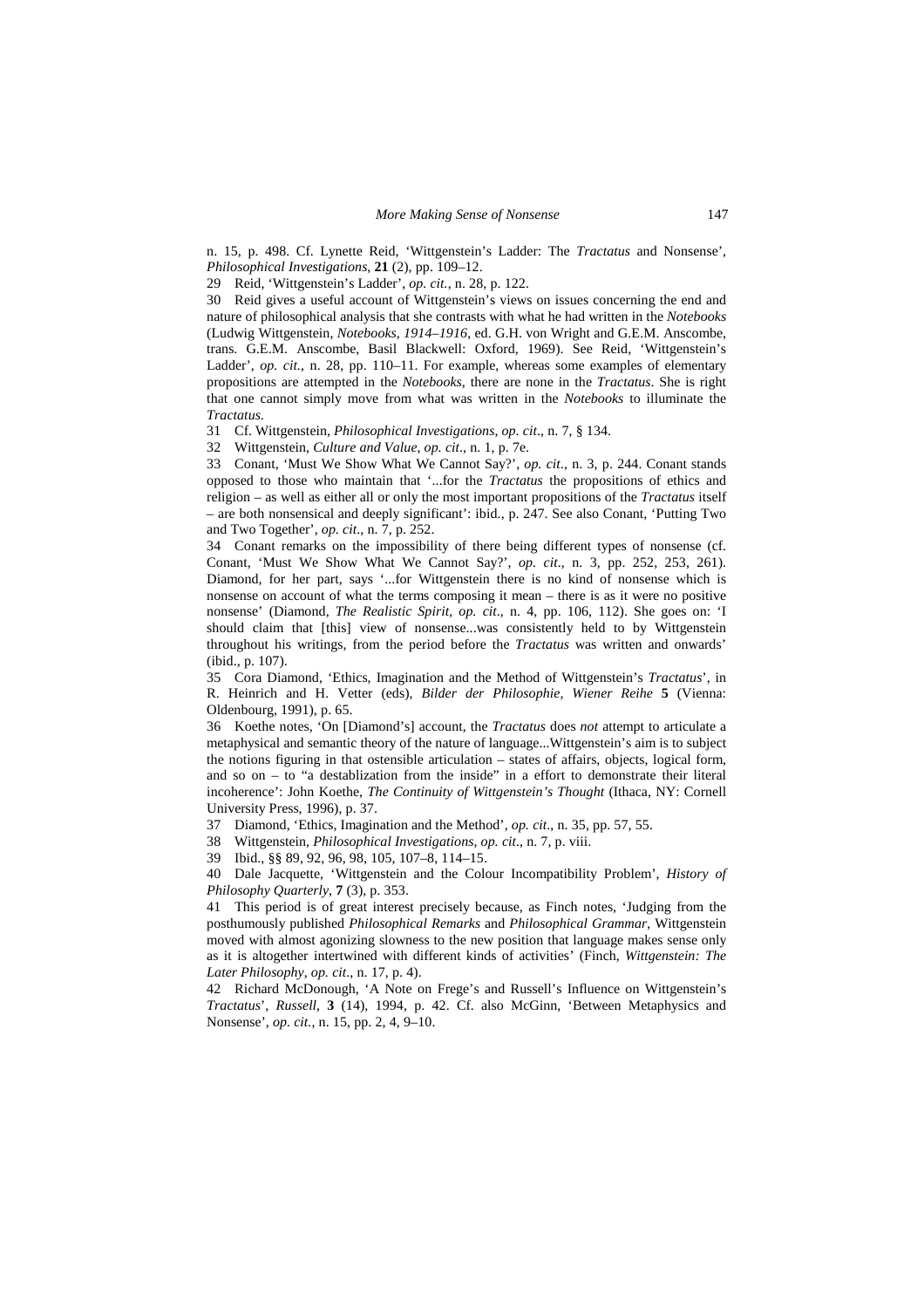n. 15, p. 498. Cf. Lynette Reid, 'Wittgenstein's Ladder: The *Tractatus* and Nonsense', *Philosophical Investigations*, **21** (2), pp. 109–12.

29 Reid, 'Wittgenstein's Ladder', *op. cit.*, n. 28, p. 122.

30 Reid gives a useful account of Wittgenstein's views on issues concerning the end and nature of philosophical analysis that she contrasts with what he had written in the *Notebooks* (Ludwig Wittgenstein, *Notebooks, 1914–1916*, ed. G.H. von Wright and G.E.M. Anscombe, trans. G.E.M. Anscombe, Basil Blackwell: Oxford, 1969). See Reid, 'Wittgenstein's Ladder', *op. cit.*, n. 28, pp. 110–11. For example, whereas some examples of elementary propositions are attempted in the *Notebooks*, there are none in the *Tractatus*. She is right that one cannot simply move from what was written in the *Notebooks* to illuminate the *Tractatus*.

31 Cf. Wittgenstein, *Philosophical Investigations*, *op. cit*., n. 7, § 134.

32 Wittgenstein, *Culture and Value*, *op. cit*., n. 1, p. 7e.

33 Conant, 'Must We Show What We Cannot Say?', *op. cit*., n. 3, p. 244. Conant stands opposed to those who maintain that '...for the *Tractatus* the propositions of ethics and religion – as well as either all or only the most important propositions of the *Tractatus* itself – are both nonsensical and deeply significant': ibid., p. 247. See also Conant, 'Putting Two and Two Together', *op. cit*., n. 7, p. 252.

34 Conant remarks on the impossibility of there being different types of nonsense (cf. Conant, 'Must We Show What We Cannot Say?', *op. cit*., n. 3, pp. 252, 253, 261). Diamond, for her part, says '...for Wittgenstein there is no kind of nonsense which is nonsense on account of what the terms composing it mean – there is as it were no positive nonsense' (Diamond, *The Realistic Spirit*, *op. cit*., n. 4, pp. 106, 112). She goes on: 'I should claim that [this] view of nonsense...was consistently held to by Wittgenstein throughout his writings, from the period before the *Tractatus* was written and onwards' (ibid., p. 107).

35 Cora Diamond, 'Ethics, Imagination and the Method of Wittgenstein's *Tractatus*', in R. Heinrich and H. Vetter (eds), *Bilder der Philosophie, Wiener Reihe* **5** (Vienna: Oldenbourg, 1991), p. 65.

36 Koethe notes, 'On [Diamond's] account, the *Tractatus* does *not* attempt to articulate a metaphysical and semantic theory of the nature of language...Wittgenstein's aim is to subject the notions figuring in that ostensible articulation – states of affairs, objects, logical form, and so on – to "a destablization from the inside" in a effort to demonstrate their literal incoherence': John Koethe, *The Continuity of Wittgenstein's Thought* (Ithaca, NY: Cornell University Press, 1996), p. 37.

37 Diamond, 'Ethics, Imagination and the Method', *op. cit*., n. 35, pp. 57, 55.

38 Wittgenstein, *Philosophical Investigations*, *op. cit*., n. 7, p. viii.

39 Ibid., §§ 89, 92, 96, 98, 105, 107–8, 114–15.

40 Dale Jacquette, 'Wittgenstein and the Colour Incompatibility Problem', *History of Philosophy Quarterly*, **7** (3), p. 353.

41 This period is of great interest precisely because, as Finch notes, 'Judging from the posthumously published *Philosophical Remarks* and *Philosophical Grammar*, Wittgenstein moved with almost agonizing slowness to the new position that language makes sense only as it is altogether intertwined with different kinds of activities' (Finch, *Wittgenstein: The Later Philosophy*, *op. cit*., n. 17, p. 4).

42 Richard McDonough, 'A Note on Frege's and Russell's Influence on Wittgenstein's *Tractatus*', *Russell*, **3** (14), 1994, p. 42. Cf. also McGinn, 'Between Metaphysics and Nonsense', *op. cit.*, n. 15, pp. 2, 4, 9–10.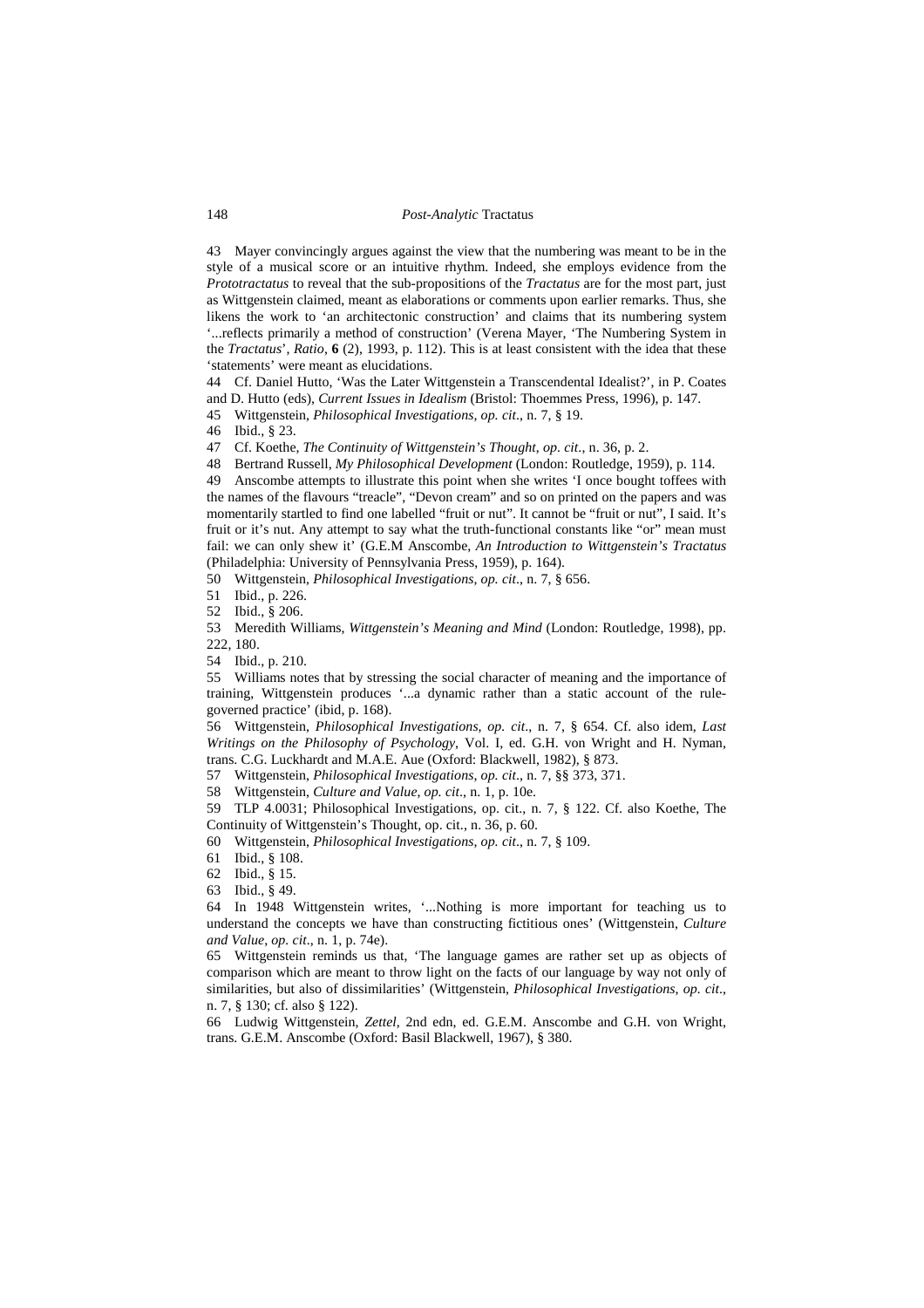43 Mayer convincingly argues against the view that the numbering was meant to be in the style of a musical score or an intuitive rhythm. Indeed, she employs evidence from the *Prototractatus* to reveal that the sub-propositions of the *Tractatus* are for the most part, just as Wittgenstein claimed, meant as elaborations or comments upon earlier remarks. Thus, she likens the work to 'an architectonic construction' and claims that its numbering system '...reflects primarily a method of construction' (Verena Mayer, 'The Numbering System in the *Tractatus*', *Ratio*, **6** (2), 1993, p. 112). This is at least consistent with the idea that these 'statements' were meant as elucidations.

44 Cf. Daniel Hutto, 'Was the Later Wittgenstein a Transcendental Idealist?', in P. Coates and D. Hutto (eds), *Current Issues in Idealism* (Bristol: Thoemmes Press, 1996), p. 147.

45 Wittgenstein, *Philosophical Investigations*, *op. cit*., n. 7, § 19.

46 Ibid., § 23.

47 Cf. Koethe, *The Continuity of Wittgenstein's Thought*, *op. cit*., n. 36, p. 2.

48 Bertrand Russell, *My Philosophical Development* (London: Routledge, 1959), p. 114.

49 Anscombe attempts to illustrate this point when she writes 'I once bought toffees with the names of the flavours "treacle", "Devon cream" and so on printed on the papers and was momentarily startled to find one labelled "fruit or nut". It cannot be "fruit or nut", I said. It's fruit or it's nut. Any attempt to say what the truth-functional constants like "or" mean must fail: we can only shew it' (G.E.M Anscombe, *An Introduction to Wittgenstein's Tractatus* (Philadelphia: University of Pennsylvania Press, 1959), p. 164).

50 Wittgenstein, *Philosophical Investigations*, *op. cit*., n. 7, § 656.

51 Ibid., p. 226.

52 Ibid., § 206.

53 Meredith Williams, *Wittgenstein's Meaning and Mind* (London: Routledge, 1998), pp. 222, 180.

54 Ibid., p. 210.

55 Williams notes that by stressing the social character of meaning and the importance of training, Wittgenstein produces '...a dynamic rather than a static account of the rule-governed practice' (ibid, p. 168).

56 Wittgenstein, *Philosophical Investigations*, *op. cit*., n. 7, § 654. Cf. also idem, *Last Writings on the Philosophy of Psychology*, Vol. I, ed. G.H. von Wright and H. Nyman, trans. C.G. Luckhardt and M.A.E. Aue (Oxford: Blackwell, 1982), § 873.

57 Wittgenstein, *Philosophical Investigations*, *op. cit*., n. 7, §§ 373, 371.

58 Wittgenstein, *Culture and Value*, *op. cit*., n. 1, p. 10e.

59 TLP 4.0031; Philosophical Investigations, op. cit., n. 7, § 122. Cf. also Koethe, The Continuity of Wittgenstein's Thought, op. cit., n. 36, p. 60.

60 Wittgenstein, *Philosophical Investigations*, *op. cit*., n. 7, § 109.

61 Ibid., § 108.

62 Ibid., § 15.

63 Ibid., § 49.

64 In 1948 Wittgenstein writes, '...Nothing is more important for teaching us to understand the concepts we have than constructing fictitious ones' (Wittgenstein, *Culture and Value*, *op. cit*., n. 1, p. 74e).

65 Wittgenstein reminds us that, 'The language games are rather set up as objects of comparison which are meant to throw light on the facts of our language by way not only of similarities, but also of dissimilarities' (Wittgenstein, *Philosophical Investigations*, *op. cit*., n. 7, § 130; cf. also § 122).

66 Ludwig Wittgenstein, *Zettel*, 2nd edn, ed. G.E.M. Anscombe and G.H. von Wright, trans. G.E.M. Anscombe (Oxford: Basil Blackwell, 1967), § 380.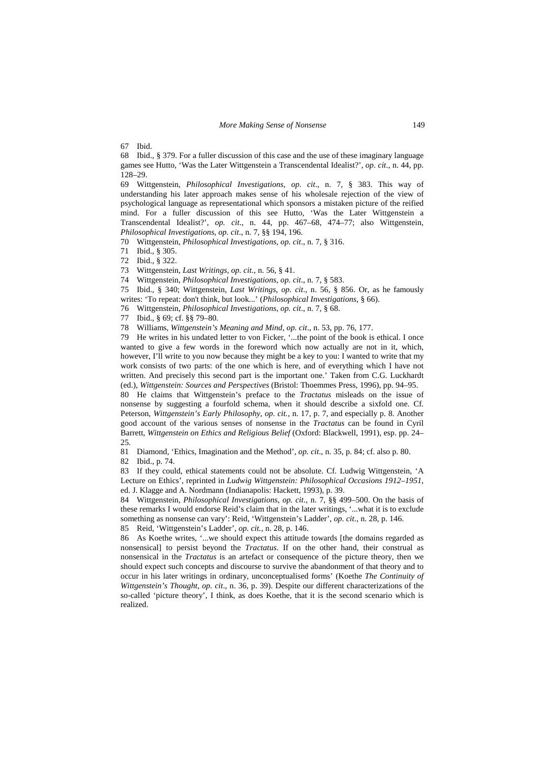67 Ibid.

68 Ibid., § 379. For a fuller discussion of this case and the use of these imaginary language games see Hutto, 'Was the Later Wittgenstein a Transcendental Idealist?', *op. cit.*, n. 44, pp. 128–29.

69 Wittgenstein, *Philosophical Investigations*, *op. cit*., n. 7, § 383. This way of understanding his later approach makes sense of his wholesale rejection of the view of psychological language as representational which sponsors a mistaken picture of the reified mind. For a fuller discussion of this see Hutto, 'Was the Later Wittgenstein a Transcendental Idealist?', *op. cit*., n. 44, pp. 467–68, 474–77; also Wittgenstein, *Philosophical Investigations*, *op. cit*., n. 7, §§ 194, 196.

70 Wittgenstein, *Philosophical Investigations*, *op. cit*., n. 7, § 316.

71 Ibid., § 305.

72 Ibid., § 322.

73 Wittgenstein, *Last Writings*, *op. cit*., n. 56, § 41.

74 Wittgenstein, *Philosophical Investigations*, *op. cit*., n. 7, § 583.

75 Ibid., § 340; Wittgenstein, *Last Writings*, *op. cit*., n. 56, § 856. Or, as he famously writes: 'To repeat: don't think, but look...' (*Philosophical Investigations*, § 66).

76 Wittgenstein, *Philosophical Investigations*, *op. cit*., n. 7, § 68.

77 Ibid., § 69; cf. §§ 79–80.

78 Williams, *Wittgenstein's Meaning and Mind*, *op. cit*., n. 53, pp. 76, 177.

79 He writes in his undated letter to von Ficker, '...the point of the book is ethical. I once wanted to give a few words in the foreword which now actually are not in it, which, however, I'll write to you now because they might be a key to you: I wanted to write that my work consists of two parts: of the one which is here, and of everything which I have not written. And precisely this second part is the important one.' Taken from C.G. Luckhardt (ed.), *Wittgenstein: Sources and Perspectives* (Bristol: Thoemmes Press, 1996), pp. 94–95.

80 He claims that Wittgenstein's preface to the *Tractatus* misleads on the issue of nonsense by suggesting a fourfold schema, when it should describe a sixfold one. Cf. Peterson, *Wittgenstein's Early Philosophy*, *op. cit.*, n. 17, p. 7, and especially p. 8. Another good account of the various senses of nonsense in the *Tractatus* can be found in Cyril Barrett, *Wittgenstein on Ethics and Religious Belief* (Oxford: Blackwell, 1991), esp. pp. 24–25.

81 Diamond, 'Ethics, Imagination and the Method', *op. cit*., n. 35, p. 84; cf. also p. 80.

82 Ibid., p. 74.

83 If they could, ethical statements could not be absolute. Cf. Ludwig Wittgenstein, 'A Lecture on Ethics', reprinted in *Ludwig Wittgenstein: Philosophical Occasions 1912–1951*, ed. J. Klagge and A. Nordmann (Indianapolis: Hackett, 1993), p. 39.

84 Wittgenstein, *Philosophical Investigations*, *op. cit*., n. 7, §§ 499–500. On the basis of these remarks I would endorse Reid's claim that in the later writings, '...what it is to exclude something as nonsense can vary': Reid, 'Wittgenstein's Ladder', *op. cit.*, n. 28, p. 146.

85 Reid, 'Wittgenstein's Ladder', *op. cit.*, n. 28, p. 146.

86 As Koethe writes, '...we should expect this attitude towards [the domains regarded as nonsensical] to persist beyond the *Tractatus*. If on the other hand, their construal as nonsensical in the *Tractatus* is an artefact or consequence of the picture theory, then we should expect such concepts and discourse to survive the abandonment of that theory and to occur in his later writings in ordinary, unconceptualised forms' (Koethe *The Continuity of Wittgenstein's Thought*, *op. cit*., n. 36, p. 39). Despite our different characterizations of the so-called 'picture theory', I think, as does Koethe, that it is the second scenario which is realized.